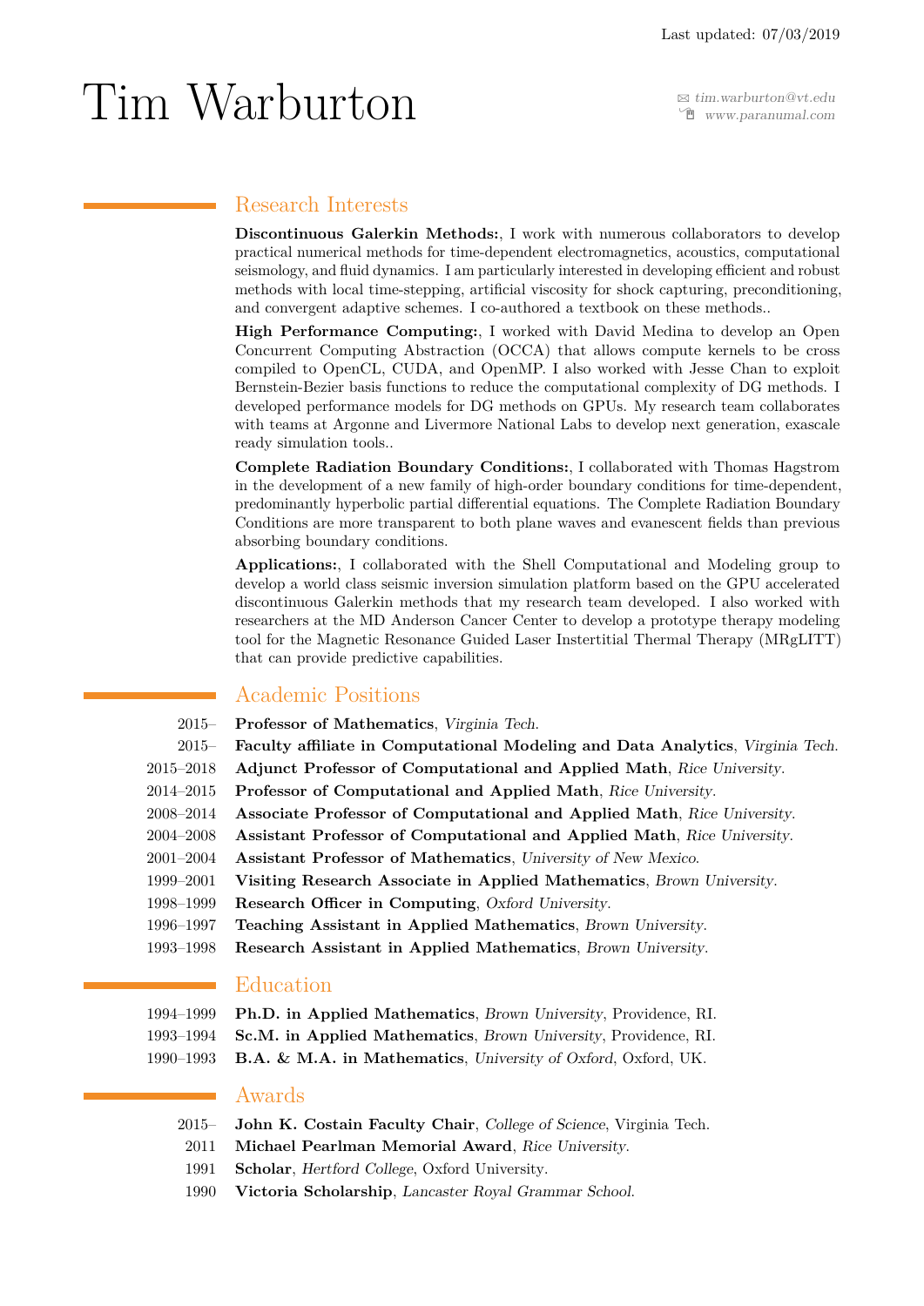Last updated: 07/03/2019

# Tim Warburton

tim.warburton@vt.edu
www.paranumal.com

## Research Interests

**Discontinuous Galerkin Methods:**, I work with numerous collaborators to develop practical numerical methods for time-dependent electromagnetics, acoustics, computational seismology, and fluid dynamics. I am particularly interested in developing efficient and robust methods with local time-stepping, artificial viscosity for shock capturing, preconditioning, and convergent adaptive schemes. I co-authored a textbook on these methods..

**High Performance Computing:**, I worked with David Medina to develop an Open Concurrent Computing Abstraction (OCCA) that allows compute kernels to be cross compiled to OpenCL, CUDA, and OpenMP. I also worked with Jesse Chan to exploit Bernstein-Bezier basis functions to reduce the computational complexity of DG methods. I developed performance models for DG methods on GPUs. My research team collaborates with teams at Argonne and Livermore National Labs to develop next generation, exascale ready simulation tools..

**Complete Radiation Boundary Conditions:**, I collaborated with Thomas Hagstrom in the development of a new family of high-order boundary conditions for time-dependent, predominantly hyperbolic partial differential equations. The Complete Radiation Boundary Conditions are more transparent to both plane waves and evanescent fields than previous absorbing boundary conditions.

**Applications:**, I collaborated with the Shell Computational and Modeling group to develop a world class seismic inversion simulation platform based on the GPU accelerated discontinuous Galerkin methods that my research team developed. I also worked with researchers at the MD Anderson Cancer Center to develop a prototype therapy modeling tool for the Magnetic Resonance Guided Laser Instertitial Thermal Therapy (MRgLITT) that can provide predictive capabilities.

## Academic Positions

- 2015– **Professor of Mathematics**, *Virginia Tech*.
- 2015– **Faculty affiliate in Computational Modeling and Data Analytics**, *Virginia Tech*.
- 2015–2018 **Adjunct Professor of Computational and Applied Math**, *Rice University*.
- 2014–2015 **Professor of Computational and Applied Math**, *Rice University*.
- 2008–2014 **Associate Professor of Computational and Applied Math**, *Rice University*.
- 2004–2008 **Assistant Professor of Computational and Applied Math**, *Rice University*.
- 2001–2004 **Assistant Professor of Mathematics**, *University of New Mexico*.
- 1999–2001 **Visiting Research Associate in Applied Mathematics**, *Brown University*.
- 1998–1999 **Research Officer in Computing**, *Oxford University*.
- 1996–1997 **Teaching Assistant in Applied Mathematics**, *Brown University*.
- 1993–1998 **Research Assistant in Applied Mathematics**, *Brown University*.

## Education

- 1994–1999 **Ph.D. in Applied Mathematics**, *Brown University*, Providence, RI.
- 1993–1994 **Sc.M. in Applied Mathematics**, *Brown University*, Providence, RI.
- 1990–1993 **B.A. & M.A. in Mathematics**, *University of Oxford*, Oxford, UK.

## Awards

- 2015– **John K. Costain Faculty Chair**, *College of Science*, Virginia Tech.
- 2011 **Michael Pearlman Memorial Award**, *Rice University*.
- 1991 **Scholar**, *Hertford College*, Oxford University.
- 1990 **Victoria Scholarship**, *Lancaster Royal Grammar School*.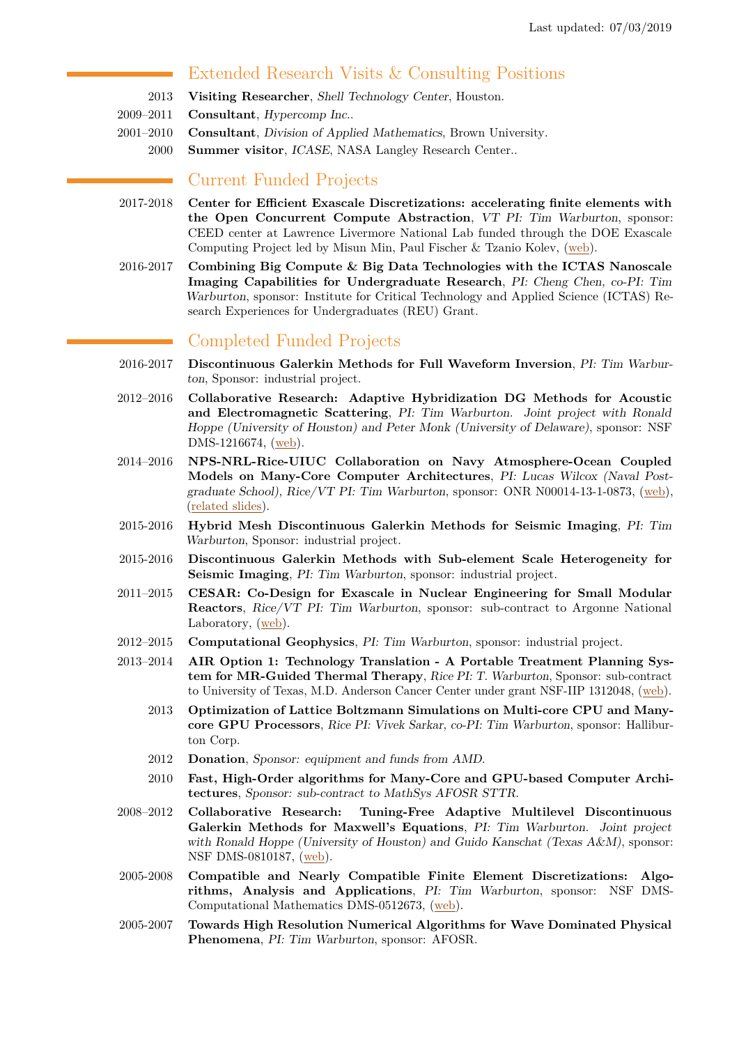## Extended Research Visits & Consulting Positions

- 2013 **Visiting Researcher**, *Shell Technology Center*, Houston.
- 2009–2011 **Consultant**, *Hypercomp Inc.*.
- 2001–2010 **Consultant**, *Division of Applied Mathematics*, Brown University.
- 2000 **Summer visitor**, *ICASE*, NASA Langley Research Center..

## Current Funded Projects

- 2017-2018 **Center for Efficient Exascale Discretizations: accelerating finite elements with the Open Concurrent Compute Abstraction**, *VT PI: Tim Warburton*, sponsor: CEED center at Lawrence Livermore National Lab funded through the DOE Exascale Computing Project led by Misun Min, Paul Fischer & Tzanio Kolev, (web).
- 2016-2017 **Combining Big Compute & Big Data Technologies with the ICTAS Nanoscale Imaging Capabilities for Undergraduate Research**, *PI: Cheng Chen, co-PI: Tim Warburton*, sponsor: Institute for Critical Technology and Applied Science (ICTAS) Research Experiences for Undergraduates (REU) Grant.

## Completed Funded Projects

- 2016-2017 **Discontinuous Galerkin Methods for Full Waveform Inversion**, *PI: Tim Warburton*, Sponsor: industrial project.
- 2012–2016 **Collaborative Research: Adaptive Hybridization DG Methods for Acoustic and Electromagnetic Scattering**, *PI: Tim Warburton. Joint project with Ronald Hoppe (University of Houston) and Peter Monk (University of Delaware)*, sponsor: NSF DMS-1216674, (web).
- 2014–2016 **NPS-NRL-Rice-UIUC Collaboration on Navy Atmosphere-Ocean Coupled Models on Many-Core Computer Architectures**, *PI: Lucas Wilcox (Naval Postgraduate School), Rice/VT PI: Tim Warburton*, sponsor: ONR N00014-13-1-0873, (web), (related slides).
- 2015-2016 **Hybrid Mesh Discontinuous Galerkin Methods for Seismic Imaging**, *PI: Tim Warburton*, Sponsor: industrial project.
- 2015-2016 **Discontinuous Galerkin Methods with Sub-element Scale Heterogeneity for Seismic Imaging**, *PI: Tim Warburton*, sponsor: industrial project.
- 2011–2015 **CESAR: Co-Design for Exascale in Nuclear Engineering for Small Modular Reactors**, *Rice/VT PI: Tim Warburton*, sponsor: sub-contract to Argonne National Laboratory, (web).
- 2012–2015 **Computational Geophysics**, *PI: Tim Warburton*, sponsor: industrial project.
- 2013–2014 **AIR Option 1: Technology Translation - A Portable Treatment Planning System for MR-Guided Thermal Therapy**, *Rice PI: T. Warburton*, Sponsor: sub-contract to University of Texas, M.D. Anderson Cancer Center under grant NSF-IIP 1312048, (web).
- 2013 **Optimization of Lattice Boltzmann Simulations on Multi-core CPU and Many-core GPU Processors**, *Rice PI: Vivek Sarkar, co-PI: Tim Warburton*, sponsor: Halliburton Corp.
- 2012 **Donation**, *Sponsor: equipment and funds from AMD.*
- 2010 **Fast, High-Order algorithms for Many-Core and GPU-based Computer Architectures**, *Sponsor: sub-contract to MathSys AFOSR STTR.*
- 2008–2012 **Collaborative Research: Tuning-Free Adaptive Multilevel Discontinuous Galerkin Methods for Maxwell's Equations**, *PI: Tim Warburton. Joint project with Ronald Hoppe (University of Houston) and Guido Kanschat (Texas A&M)*, sponsor: NSF DMS-0810187, (web).
- 2005-2008 **Compatible and Nearly Compatible Finite Element Discretizations: Algorithms, Analysis and Applications**, *PI: Tim Warburton*, sponsor: NSF DMS-Computational Mathematics DMS-0512673, (web).
- 2005-2007 **Towards High Resolution Numerical Algorithms for Wave Dominated Physical Phenomena**, *PI: Tim Warburton*, sponsor: AFOSR.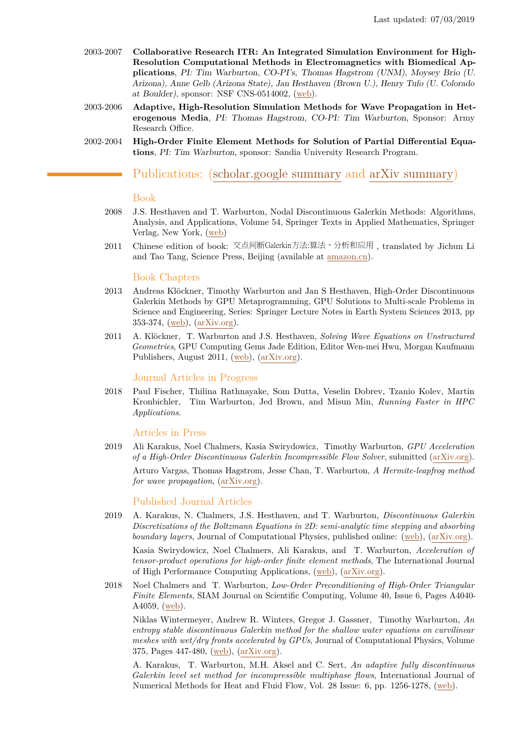Last updated: 07/03/2019

2003-2007 **Collaborative Research ITR: An Integrated Simulation Environment for High-Resolution Computational Methods in Electromagnetics with Biomedical Applications**, *PI: Tim Warburton, CO-PI's, Thomas Hagstrom (UNM), Moysey Brio (U. Arizona), Anne Gelb (Arizona State), Jan Hesthaven (Brown U.), Henry Tufo (U. Colorado at Boulder)*, sponsor: NSF CNS-0514002, (web).

2003-2006 **Adaptive, High-Resolution Simulation Methods for Wave Propagation in Heterogenous Media**, *PI: Thomas Hagstrom, CO-PI: Tim Warburton*, Sponsor: Army Research Office.

2002-2004 **High-Order Finite Element Methods for Solution of Partial Differential Equations**, *PI: Tim Warburton*, sponsor: Sandia University Research Program.

## Publications: (scholar.google summary and arXiv summary)

### Book

2008 J.S. Hesthaven and T. Warburton, Nodal Discontinuous Galerkin Methods: Algorithms, Analysis, and Applications, Volume 54, Springer Texts in Applied Mathematics, Springer Verlag, New York, (web)

2011 Chinese edition of book: 交点间断Galerkin方法:算法、分析和应用, translated by Jichun Li and Tao Tang, Science Press, Beijing (available at amazon.cn).

### Book Chapters

2013 Andreas Klöckner, Timothy Warburton and Jan S Hesthaven, High-Order Discontinuous Galerkin Methods by GPU Metaprogramming, GPU Solutions to Multi-scale Problems in Science and Engineering, Series: Springer Lecture Notes in Earth System Sciences 2013, pp 353-374, (web), (arXiv.org).

2011 A. Klöckner, T. Warburton and J.S. Hesthaven, *Solving Wave Equations on Unstructured Geometries*, GPU Computing Gems Jade Edition, Editor Wen-mei Hwu, Morgan Kaufmann Publishers, August 2011, (web), (arXiv.org).

### Journal Articles in Progress

2018 Paul Fischer, Thilina Rathnayake, Som Dutta, Veselin Dobrev, Tzanio Kolev, Martin Kronbichler, Tim Warburton, Jed Brown, and Misun Min, *Running Faster in HPC Applications*.

### Articles in Press

2019 Ali Karakus, Noel Chalmers, Kasia Swirydowicz, Timothy Warburton, *GPU Acceleration of a High-Order Discontinuous Galerkin Incompressible Flow Solver*, submitted (arXiv.org).

Arturo Vargas, Thomas Hagstrom, Jesse Chan, T. Warburton, *A Hermite-leapfrog method for wave propagation*, (arXiv.org).

### Published Journal Articles

2019 A. Karakus, N. Chalmers, J.S. Hesthaven, and T. Warburton, *Discontinuous Galerkin Discretizations of the Boltzmann Equations in 2D: semi-analytic time stepping and absorbing boundary layers*, Journal of Computational Physics, published online: (web), (arXiv.org).

Kasia Swirydowicz, Noel Chalmers, Ali Karakus, and T. Warburton, *Acceleration of tensor-product operations for high-order finite element methods*, The International Journal of High Performance Computing Applications, (web), (arXiv.org).

2018 Noel Chalmers and T. Warburton, *Low-Order Preconditioning of High-Order Triangular Finite Elements*, SIAM Journal on Scientific Computing, Volume 40, Issue 6, Pages A4040-A4059, (web).

Niklas Wintermeyer, Andrew R. Winters, Gregor J. Gassner, Timothy Warburton, *An entropy stable discontinuous Galerkin method for the shallow water equations on curvilinear meshes with wet/dry fronts accelerated by GPUs*, Journal of Computational Physics, Volume 375, Pages 447-480, (web), (arXiv.org).

A. Karakus, T. Warburton, M.H. Aksel and C. Sert, *An adaptive fully discontinuous Galerkin level set method for incompressible multiphase flows*, International Journal of Numerical Methods for Heat and Fluid Flow, Vol. 28 Issue: 6, pp. 1256-1278, (web).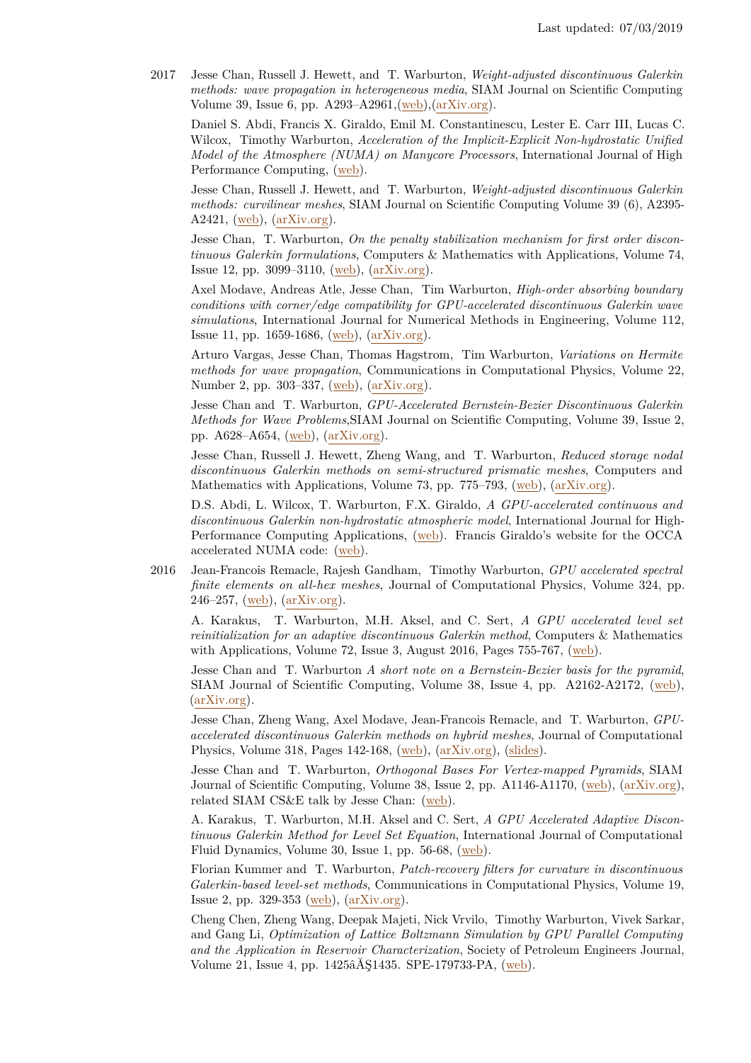2017 Jesse Chan, Russell J. Hewett, and T. Warburton, *Weight-adjusted discontinuous Galerkin methods: wave propagation in heterogeneous media*, SIAM Journal on Scientific Computing Volume 39, Issue 6, pp. A293–A2961,(web),(arXiv.org).

Daniel S. Abdi, Francis X. Giraldo, Emil M. Constantinescu, Lester E. Carr III, Lucas C. Wilcox, Timothy Warburton, *Acceleration of the Implicit-Explicit Non-hydrostatic Unified Model of the Atmosphere (NUMA) on Manycore Processors*, International Journal of High Performance Computing, (web).

Jesse Chan, Russell J. Hewett, and T. Warburton, *Weight-adjusted discontinuous Galerkin methods: curvilinear meshes*, SIAM Journal on Scientific Computing Volume 39 (6), A2395-A2421, (web), (arXiv.org).

Jesse Chan, T. Warburton, *On the penalty stabilization mechanism for first order discontinuous Galerkin formulations*, Computers & Mathematics with Applications, Volume 74, Issue 12, pp. 3099–3110, (web), (arXiv.org).

Axel Modave, Andreas Atle, Jesse Chan, Tim Warburton, *High-order absorbing boundary conditions with corner/edge compatibility for GPU-accelerated discontinuous Galerkin wave simulations*, International Journal for Numerical Methods in Engineering, Volume 112, Issue 11, pp. 1659-1686, (web), (arXiv.org).

Arturo Vargas, Jesse Chan, Thomas Hagstrom, Tim Warburton, *Variations on Hermite methods for wave propagation*, Communications in Computational Physics, Volume 22, Number 2, pp. 303–337, (web), (arXiv.org).

Jesse Chan and T. Warburton, *GPU-Accelerated Bernstein-Bezier Discontinuous Galerkin Methods for Wave Problems*,SIAM Journal on Scientific Computing, Volume 39, Issue 2, pp. A628–A654, (web), (arXiv.org).

Jesse Chan, Russell J. Hewett, Zheng Wang, and T. Warburton, *Reduced storage nodal discontinuous Galerkin methods on semi-structured prismatic meshes*, Computers and Mathematics with Applications, Volume 73, pp. 775–793, (web), (arXiv.org).

D.S. Abdi, L. Wilcox, T. Warburton, F.X. Giraldo, *A GPU-accelerated continuous and discontinuous Galerkin non-hydrostatic atmospheric model*, International Journal for High-Performance Computing Applications, (web). Francis Giraldo's website for the OCCA accelerated NUMA code: (web).

2016 Jean-Francois Remacle, Rajesh Gandham, Timothy Warburton, *GPU accelerated spectral finite elements on all-hex meshes*, Journal of Computational Physics, Volume 324, pp. 246–257, (web), (arXiv.org).

A. Karakus, T. Warburton, M.H. Aksel, and C. Sert, *A GPU accelerated level set reinitialization for an adaptive discontinuous Galerkin method*, Computers & Mathematics with Applications, Volume 72, Issue 3, August 2016, Pages 755-767, (web).

Jesse Chan and T. Warburton *A short note on a Bernstein-Bezier basis for the pyramid*, SIAM Journal of Scientific Computing, Volume 38, Issue 4, pp. A2162-A2172, (web), (arXiv.org).

Jesse Chan, Zheng Wang, Axel Modave, Jean-Francois Remacle, and T. Warburton, *GPU-accelerated discontinuous Galerkin methods on hybrid meshes*, Journal of Computational Physics, Volume 318, Pages 142-168, (web), (arXiv.org), (slides).

Jesse Chan and T. Warburton, *Orthogonal Bases For Vertex-mapped Pyramids*, SIAM Journal of Scientific Computing, Volume 38, Issue 2, pp. A1146-A1170, (web), (arXiv.org), related SIAM CS&E talk by Jesse Chan: (web).

A. Karakus, T. Warburton, M.H. Aksel and C. Sert, *A GPU Accelerated Adaptive Discontinuous Galerkin Method for Level Set Equation*, International Journal of Computational Fluid Dynamics, Volume 30, Issue 1, pp. 56-68, (web).

Florian Kummer and T. Warburton, *Patch-recovery filters for curvature in discontinuous Galerkin-based level-set methods*, Communications in Computational Physics, Volume 19, Issue 2, pp. 329-353 (web), (arXiv.org).

Cheng Chen, Zheng Wang, Deepak Majeti, Nick Vrvilo, Timothy Warburton, Vivek Sarkar, and Gang Li, *Optimization of Lattice Boltzmann Simulation by GPU Parallel Computing and the Application in Reservoir Characterization*, Society of Petroleum Engineers Journal, Volume 21, Issue 4, pp. 1425âĂŞ1435. SPE-179733-PA, (web).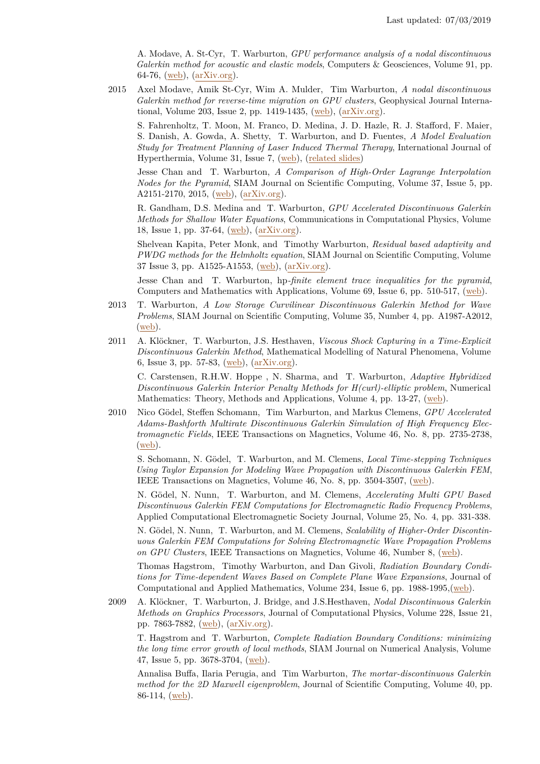A. Modave, A. St-Cyr, T. Warburton, *GPU performance analysis of a nodal discontinuous Galerkin method for acoustic and elastic models*, Computers & Geosciences, Volume 91, pp. 64-76, (web), (arXiv.org).

2015 Axel Modave, Amik St-Cyr, Wim A. Mulder, Tim Warburton, *A nodal discontinuous Galerkin method for reverse-time migration on GPU clusters*, Geophysical Journal International, Volume 203, Issue 2, pp. 1419-1435, (web), (arXiv.org).

S. Fahrenholtz, T. Moon, M. Franco, D. Medina, J. D. Hazle, R. J. Stafford, F. Maier, S. Danish, A. Gowda, A. Shetty, T. Warburton, and D. Fuentes, *A Model Evaluation Study for Treatment Planning of Laser Induced Thermal Therapy*, International Journal of Hyperthermia, Volume 31, Issue 7, (web), (related slides)

Jesse Chan and T. Warburton, *A Comparison of High-Order Lagrange Interpolation Nodes for the Pyramid*, SIAM Journal on Scientific Computing, Volume 37, Issue 5, pp. A2151-2170, 2015, (web), (arXiv.org).

R. Gandham, D.S. Medina and T. Warburton, *GPU Accelerated Discontinuous Galerkin Methods for Shallow Water Equations*, Communications in Computational Physics, Volume 18, Issue 1, pp. 37-64, (web), (arXiv.org).

Shelvean Kapita, Peter Monk, and Timothy Warburton, *Residual based adaptivity and PWDG methods for the Helmholtz equation*, SIAM Journal on Scientific Computing, Volume 37 Issue 3, pp. A1525-A1553, (web), (arXiv.org).

Jesse Chan and T. Warburton, *hp-finite element trace inequalities for the pyramid*, Computers and Mathematics with Applications, Volume 69, Issue 6, pp. 510-517, (web).

2013 T. Warburton, *A Low Storage Curvilinear Discontinuous Galerkin Method for Wave Problems*, SIAM Journal on Scientific Computing, Volume 35, Number 4, pp. A1987-A2012, (web).

2011 A. Klöckner, T. Warburton, J.S. Hesthaven, *Viscous Shock Capturing in a Time-Explicit Discontinuous Galerkin Method*, Mathematical Modelling of Natural Phenomena, Volume 6, Issue 3, pp. 57-83, (web), (arXiv.org).

C. Carstensen, R.H.W. Hoppe , N. Sharma, and T. Warburton, *Adaptive Hybridized Discontinuous Galerkin Interior Penalty Methods for H(curl)-elliptic problem*, Numerical Mathematics: Theory, Methods and Applications, Volume 4, pp. 13-27, (web).

2010 Nico Gödel, Steffen Schomann, Tim Warburton, and Markus Clemens, *GPU Accelerated Adams-Bashforth Multirate Discontinuous Galerkin Simulation of High Frequency Electromagnetic Fields*, IEEE Transactions on Magnetics, Volume 46, No. 8, pp. 2735-2738, (web).

S. Schomann, N. Gödel, T. Warburton, and M. Clemens, *Local Time-stepping Techniques Using Taylor Expansion for Modeling Wave Propagation with Discontinuous Galerkin FEM*, IEEE Transactions on Magnetics, Volume 46, No. 8, pp. 3504-3507, (web).

N. Gödel, N. Nunn, T. Warburton, and M. Clemens, *Accelerating Multi GPU Based Discontinuous Galerkin FEM Computations for Electromagnetic Radio Frequency Problems*, Applied Computational Electromagnetic Society Journal, Volume 25, No. 4, pp. 331-338.

N. Gödel, N. Nunn, T. Warburton, and M. Clemens, *Scalability of Higher-Order Discontinuous Galerkin FEM Computations for Solving Electromagnetic Wave Propagation Problems on GPU Clusters*, IEEE Transactions on Magnetics, Volume 46, Number 8, (web).

Thomas Hagstrom, Timothy Warburton, and Dan Givoli, *Radiation Boundary Conditions for Time-dependent Waves Based on Complete Plane Wave Expansions*, Journal of Computational and Applied Mathematics, Volume 234, Issue 6, pp. 1988-1995,(web).

2009 A. Klöckner, T. Warburton, J. Bridge, and J.S.Hesthaven, *Nodal Discontinuous Galerkin Methods on Graphics Processors*, Journal of Computational Physics, Volume 228, Issue 21, pp. 7863-7882, (web), (arXiv.org).

T. Hagstrom and T. Warburton, *Complete Radiation Boundary Conditions: minimizing the long time error growth of local methods*, SIAM Journal on Numerical Analysis, Volume 47, Issue 5, pp. 3678-3704, (web).

Annalisa Buffa, Ilaria Perugia, and Tim Warburton, *The mortar-discontinuous Galerkin method for the 2D Maxwell eigenproblem*, Journal of Scientific Computing, Volume 40, pp. 86-114, (web).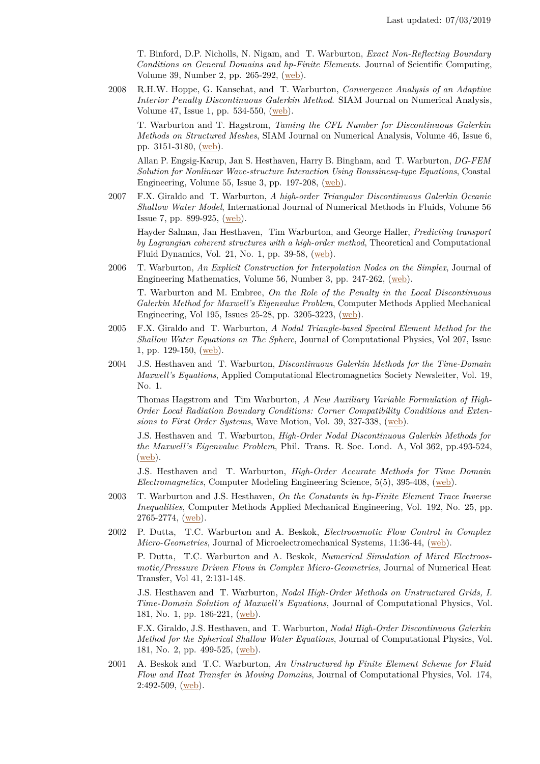T. Binford, D.P. Nicholls, N. Nigam, and T. Warburton, *Exact Non-Reflecting Boundary Conditions on General Domains and hp-Finite Elements*. Journal of Scientific Computing, Volume 39, Number 2, pp. 265-292, (web).

2008 R.H.W. Hoppe, G. Kanschat, and T. Warburton, *Convergence Analysis of an Adaptive Interior Penalty Discontinuous Galerkin Method*. SIAM Journal on Numerical Analysis, Volume 47, Issue 1, pp. 534-550, (web).

T. Warburton and T. Hagstrom, *Taming the CFL Number for Discontinuous Galerkin Methods on Structured Meshes*, SIAM Journal on Numerical Analysis, Volume 46, Issue 6, pp. 3151-3180, (web).

Allan P. Engsig-Karup, Jan S. Hesthaven, Harry B. Bingham, and T. Warburton, *DG-FEM Solution for Nonlinear Wave-structure Interaction Using Boussinesq-type Equations*, Coastal Engineering, Volume 55, Issue 3, pp. 197-208, (web).

2007 F.X. Giraldo and T. Warburton, *A high-order Triangular Discontinuous Galerkin Oceanic Shallow Water Model*, International Journal of Numerical Methods in Fluids, Volume 56 Issue 7, pp. 899-925, (web).

Hayder Salman, Jan Hesthaven, Tim Warburton, and George Haller, *Predicting transport by Lagrangian coherent structures with a high-order method*, Theoretical and Computational Fluid Dynamics, Vol. 21, No. 1, pp. 39-58, (web).

2006 T. Warburton, *An Explicit Construction for Interpolation Nodes on the Simplex*, Journal of Engineering Mathematics, Volume 56, Number 3, pp. 247-262, (web).

T. Warburton and M. Embree, *On the Role of the Penalty in the Local Discontinuous Galerkin Method for Maxwell's Eigenvalue Problem*, Computer Methods Applied Mechanical Engineering, Vol 195, Issues 25-28, pp. 3205-3223, (web).

2005 F.X. Giraldo and T. Warburton, *A Nodal Triangle-based Spectral Element Method for the Shallow Water Equations on The Sphere*, Journal of Computational Physics, Vol 207, Issue 1, pp. 129-150, (web).

2004 J.S. Hesthaven and T. Warburton, *Discontinuous Galerkin Methods for the Time-Domain Maxwell's Equations*, Applied Computational Electromagnetics Society Newsletter, Vol. 19, No. 1.

Thomas Hagstrom and Tim Warburton, *A New Auxiliary Variable Formulation of High-Order Local Radiation Boundary Conditions: Corner Compatibility Conditions and Extensions to First Order Systems*, Wave Motion, Vol. 39, 327-338, (web).

J.S. Hesthaven and T. Warburton, *High-Order Nodal Discontinuous Galerkin Methods for the Maxwell's Eigenvalue Problem*, Phil. Trans. R. Soc. Lond. A, Vol 362, pp.493-524, (web).

J.S. Hesthaven and T. Warburton, *High-Order Accurate Methods for Time Domain Electromagnetics*, Computer Modeling Engineering Science, 5(5), 395-408, (web).

2003 T. Warburton and J.S. Hesthaven, *On the Constants in hp-Finite Element Trace Inverse Inequalities*, Computer Methods Applied Mechanical Engineering, Vol. 192, No. 25, pp. 2765-2774, (web).

2002 P. Dutta, T.C. Warburton and A. Beskok, *Electroosmotic Flow Control in Complex Micro-Geometries*, Journal of Microelectromechanical Systems, 11:36-44, (web).

P. Dutta, T.C. Warburton and A. Beskok, *Numerical Simulation of Mixed Electroosmotic/Pressure Driven Flows in Complex Micro-Geometries*, Journal of Numerical Heat Transfer, Vol 41, 2:131-148.

J.S. Hesthaven and T. Warburton, *Nodal High-Order Methods on Unstructured Grids, I. Time-Domain Solution of Maxwell's Equations*, Journal of Computational Physics, Vol. 181, No. 1, pp. 186-221, (web).

F.X. Giraldo, J.S. Hesthaven, and T. Warburton, *Nodal High-Order Discontinuous Galerkin Method for the Spherical Shallow Water Equations*, Journal of Computational Physics, Vol. 181, No. 2, pp. 499-525, (web).

2001 A. Beskok and T.C. Warburton, *An Unstructured hp Finite Element Scheme for Fluid Flow and Heat Transfer in Moving Domains*, Journal of Computational Physics, Vol. 174, 2:492-509, (web).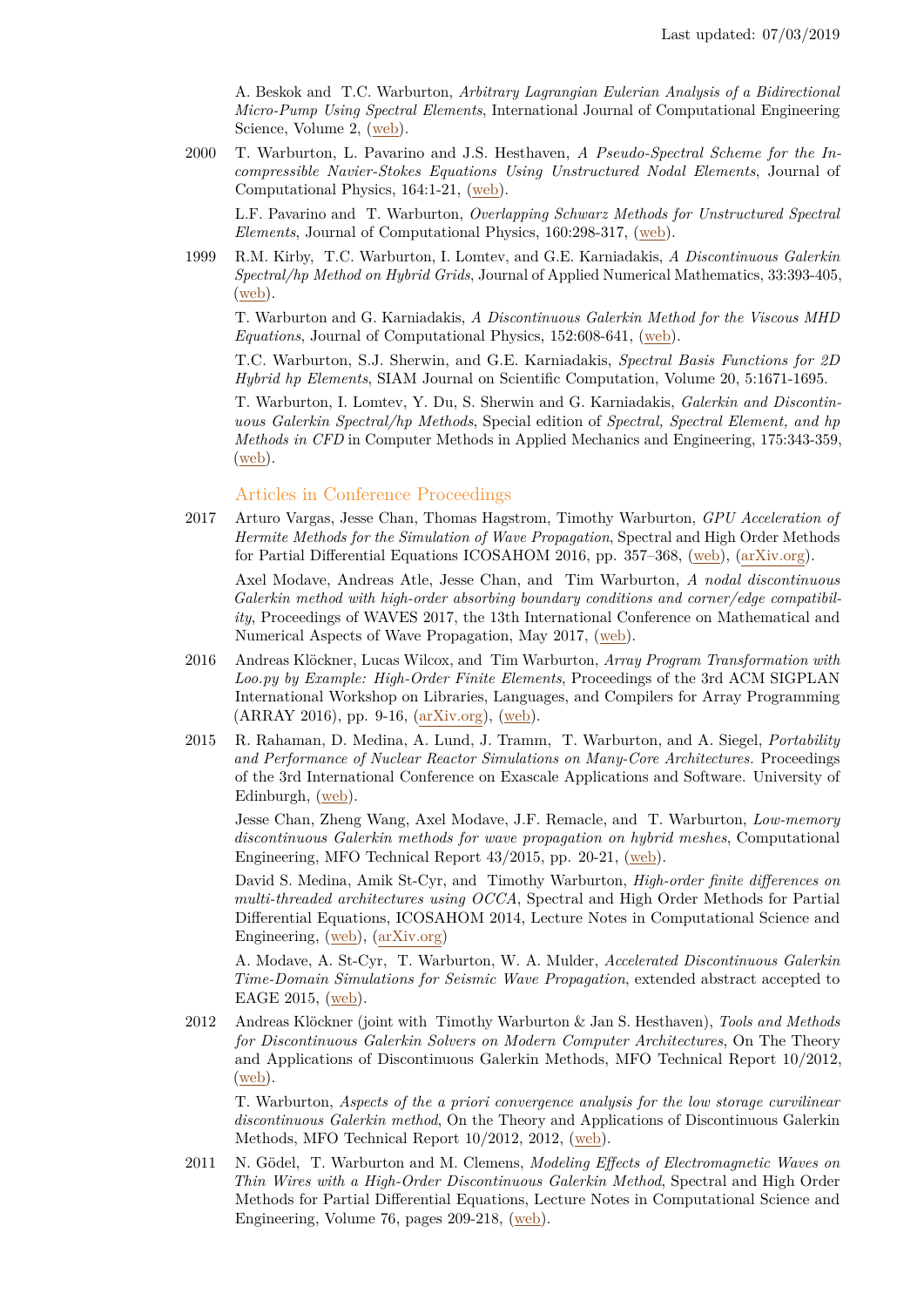Last updated: 07/03/2019

A. Beskok and T.C. Warburton, *Arbitrary Lagrangian Eulerian Analysis of a Bidirectional Micro-Pump Using Spectral Elements*, International Journal of Computational Engineering Science, Volume 2, (web).

2000 T. Warburton, L. Pavarino and J.S. Hesthaven, *A Pseudo-Spectral Scheme for the Incompressible Navier-Stokes Equations Using Unstructured Nodal Elements*, Journal of Computational Physics, 164:1-21, (web).

L.F. Pavarino and T. Warburton, *Overlapping Schwarz Methods for Unstructured Spectral Elements*, Journal of Computational Physics, 160:298-317, (web).

1999 R.M. Kirby, T.C. Warburton, I. Lomtev, and G.E. Karniadakis, *A Discontinuous Galerkin Spectral/hp Method on Hybrid Grids*, Journal of Applied Numerical Mathematics, 33:393-405, (web).

T. Warburton and G. Karniadakis, *A Discontinuous Galerkin Method for the Viscous MHD Equations*, Journal of Computational Physics, 152:608-641, (web).

T.C. Warburton, S.J. Sherwin, and G.E. Karniadakis, *Spectral Basis Functions for 2D Hybrid hp Elements*, SIAM Journal on Scientific Computation, Volume 20, 5:1671-1695.

T. Warburton, I. Lomtev, Y. Du, S. Sherwin and G. Karniadakis, *Galerkin and Discontinuous Galerkin Spectral/hp Methods*, Special edition of *Spectral, Spectral Element, and hp Methods in CFD* in Computer Methods in Applied Mechanics and Engineering, 175:343-359, (web).

## Articles in Conference Proceedings

2017 Arturo Vargas, Jesse Chan, Thomas Hagstrom, Timothy Warburton, *GPU Acceleration of Hermite Methods for the Simulation of Wave Propagation*, Spectral and High Order Methods for Partial Differential Equations ICOSAHOM 2016, pp. 357–368, (web), (arXiv.org).

Axel Modave, Andreas Atle, Jesse Chan, and Tim Warburton, *A nodal discontinuous Galerkin method with high-order absorbing boundary conditions and corner/edge compatibility*, Proceedings of WAVES 2017, the 13th International Conference on Mathematical and Numerical Aspects of Wave Propagation, May 2017, (web).

2016 Andreas Klöckner, Lucas Wilcox, and Tim Warburton, *Array Program Transformation with Loo.py by Example: High-Order Finite Elements*, Proceedings of the 3rd ACM SIGPLAN International Workshop on Libraries, Languages, and Compilers for Array Programming (ARRAY 2016), pp. 9-16, (arXiv.org), (web).

2015 R. Rahaman, D. Medina, A. Lund, J. Tramm, T. Warburton, and A. Siegel, *Portability and Performance of Nuclear Reactor Simulations on Many-Core Architectures.* Proceedings of the 3rd International Conference on Exascale Applications and Software. University of Edinburgh, (web).

Jesse Chan, Zheng Wang, Axel Modave, J.F. Remacle, and T. Warburton, *Low-memory discontinuous Galerkin methods for wave propagation on hybrid meshes*, Computational Engineering, MFO Technical Report 43/2015, pp. 20-21, (web).

David S. Medina, Amik St-Cyr, and Timothy Warburton, *High-order finite differences on multi-threaded architectures using OCCA*, Spectral and High Order Methods for Partial Differential Equations, ICOSAHOM 2014, Lecture Notes in Computational Science and Engineering, (web), (arXiv.org)

A. Modave, A. St-Cyr, T. Warburton, W. A. Mulder, *Accelerated Discontinuous Galerkin Time-Domain Simulations for Seismic Wave Propagation*, extended abstract accepted to EAGE 2015, (web).

2012 Andreas Klöckner (joint with Timothy Warburton & Jan S. Hesthaven), *Tools and Methods for Discontinuous Galerkin Solvers on Modern Computer Architectures*, On The Theory and Applications of Discontinuous Galerkin Methods, MFO Technical Report 10/2012, (web).

T. Warburton, *Aspects of the a priori convergence analysis for the low storage curvilinear discontinuous Galerkin method*, On the Theory and Applications of Discontinuous Galerkin Methods, MFO Technical Report 10/2012, 2012, (web).

2011 N. Gödel, T. Warburton and M. Clemens, *Modeling Effects of Electromagnetic Waves on Thin Wires with a High-Order Discontinuous Galerkin Method*, Spectral and High Order Methods for Partial Differential Equations, Lecture Notes in Computational Science and Engineering, Volume 76, pages 209-218, (web).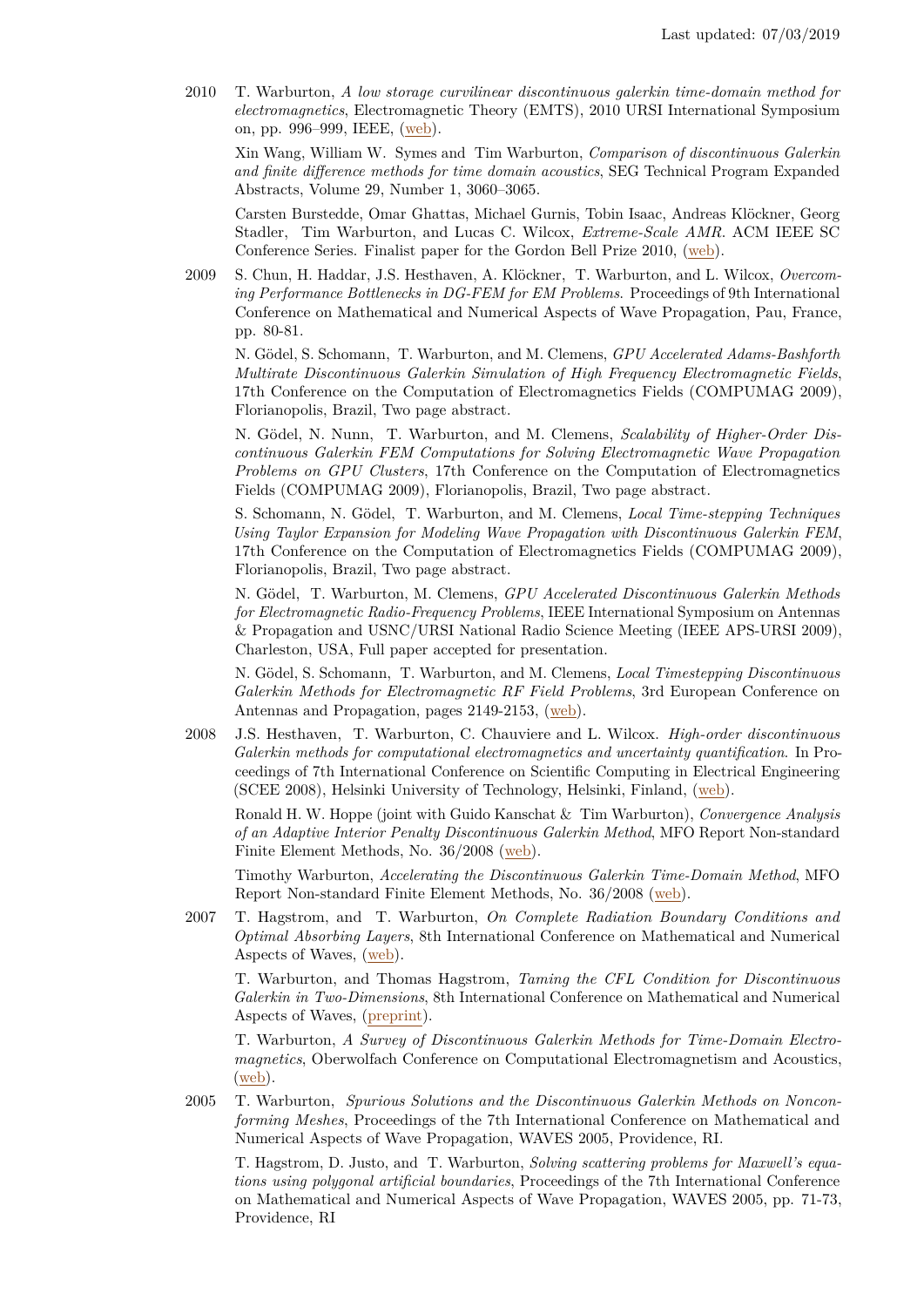**2010**

T. Warburton, *A low storage curvilinear discontinuous galerkin time-domain method for electromagnetics*, Electromagnetic Theory (EMTS), 2010 URSI International Symposium on, pp. 996–999, IEEE, (web).

Xin Wang, William W. Symes and Tim Warburton, *Comparison of discontinuous Galerkin and finite difference methods for time domain acoustics*, SEG Technical Program Expanded Abstracts, Volume 29, Number 1, 3060–3065.

Carsten Burstedde, Omar Ghattas, Michael Gurnis, Tobin Isaac, Andreas Klöckner, Georg Stadler, Tim Warburton, and Lucas C. Wilcox, *Extreme-Scale AMR*. ACM IEEE SC Conference Series. Finalist paper for the Gordon Bell Prize 2010, (web).

**2009**

S. Chun, H. Haddar, J.S. Hesthaven, A. Klöckner, T. Warburton, and L. Wilcox, *Overcoming Performance Bottlenecks in DG-FEM for EM Problems.* Proceedings of 9th International Conference on Mathematical and Numerical Aspects of Wave Propagation, Pau, France, pp. 80-81.

N. Gödel, S. Schomann, T. Warburton, and M. Clemens, *GPU Accelerated Adams-Bashforth Multirate Discontinuous Galerkin Simulation of High Frequency Electromagnetic Fields*, 17th Conference on the Computation of Electromagnetics Fields (COMPUMAG 2009), Florianopolis, Brazil, Two page abstract.

N. Gödel, N. Nunn, T. Warburton, and M. Clemens, *Scalability of Higher-Order Discontinuous Galerkin FEM Computations for Solving Electromagnetic Wave Propagation Problems on GPU Clusters*, 17th Conference on the Computation of Electromagnetics Fields (COMPUMAG 2009), Florianopolis, Brazil, Two page abstract.

S. Schomann, N. Gödel, T. Warburton, and M. Clemens, *Local Time-stepping Techniques Using Taylor Expansion for Modeling Wave Propagation with Discontinuous Galerkin FEM*, 17th Conference on the Computation of Electromagnetics Fields (COMPUMAG 2009), Florianopolis, Brazil, Two page abstract.

N. Gödel, T. Warburton, M. Clemens, *GPU Accelerated Discontinuous Galerkin Methods for Electromagnetic Radio-Frequency Problems*, IEEE International Symposium on Antennas & Propagation and USNC/URSI National Radio Science Meeting (IEEE APS-URSI 2009), Charleston, USA, Full paper accepted for presentation.

N. Gödel, S. Schomann, T. Warburton, and M. Clemens, *Local Timestepping Discontinuous Galerkin Methods for Electromagnetic RF Field Problems*, 3rd European Conference on Antennas and Propagation, pages 2149-2153, (web).

**2008**

J.S. Hesthaven, T. Warburton, C. Chauviere and L. Wilcox. *High-order discontinuous Galerkin methods for computational electromagnetics and uncertainty quantification*. In Proceedings of 7th International Conference on Scientific Computing in Electrical Engineering (SCEE 2008), Helsinki University of Technology, Helsinki, Finland, (web).

Ronald H. W. Hoppe (joint with Guido Kanschat & Tim Warburton), *Convergence Analysis of an Adaptive Interior Penalty Discontinuous Galerkin Method*, MFO Report Non-standard Finite Element Methods, No. 36/2008 (web).

Timothy Warburton, *Accelerating the Discontinuous Galerkin Time-Domain Method*, MFO Report Non-standard Finite Element Methods, No. 36/2008 (web).

**2007**

T. Hagstrom, and T. Warburton, *On Complete Radiation Boundary Conditions and Optimal Absorbing Layers*, 8th International Conference on Mathematical and Numerical Aspects of Waves, (web).

T. Warburton, and Thomas Hagstrom, *Taming the CFL Condition for Discontinuous Galerkin in Two-Dimensions*, 8th International Conference on Mathematical and Numerical Aspects of Waves, (preprint).

T. Warburton, *A Survey of Discontinuous Galerkin Methods for Time-Domain Electromagnetics*, Oberwolfach Conference on Computational Electromagnetism and Acoustics, (web).

**2005**

T. Warburton, *Spurious Solutions and the Discontinuous Galerkin Methods on Nonconforming Meshes*, Proceedings of the 7th International Conference on Mathematical and Numerical Aspects of Wave Propagation, WAVES 2005, Providence, RI.

T. Hagstrom, D. Justo, and T. Warburton, *Solving scattering problems for Maxwell's equations using polygonal artificial boundaries*, Proceedings of the 7th International Conference on Mathematical and Numerical Aspects of Wave Propagation, WAVES 2005, pp. 71-73, Providence, RI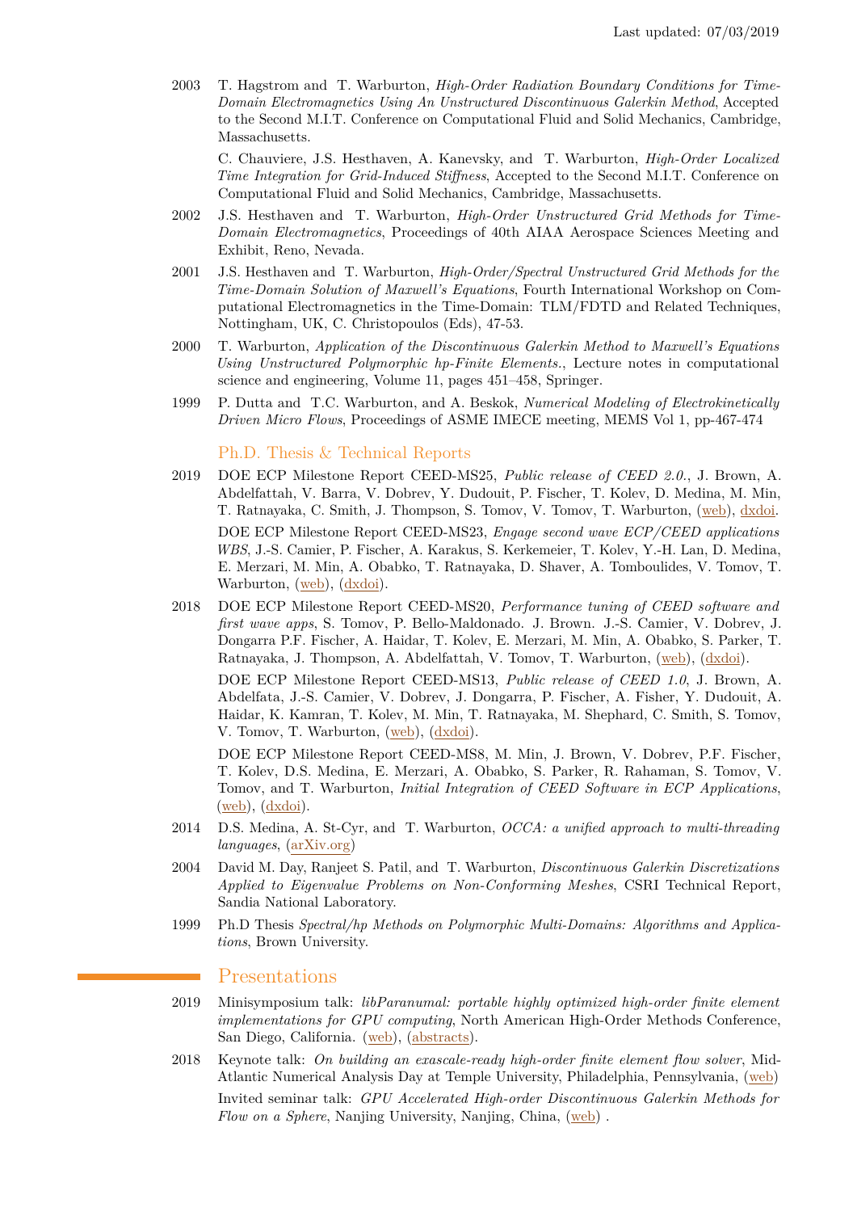2003 T. Hagstrom and T. Warburton, *High-Order Radiation Boundary Conditions for Time-Domain Electromagnetics Using An Unstructured Discontinuous Galerkin Method*, Accepted to the Second M.I.T. Conference on Computational Fluid and Solid Mechanics, Cambridge, Massachusetts.

C. Chauviere, J.S. Hesthaven, A. Kanevsky, and T. Warburton, *High-Order Localized Time Integration for Grid-Induced Stiffness*, Accepted to the Second M.I.T. Conference on Computational Fluid and Solid Mechanics, Cambridge, Massachusetts.

2002 J.S. Hesthaven and T. Warburton, *High-Order Unstructured Grid Methods for Time-Domain Electromagnetics*, Proceedings of 40th AIAA Aerospace Sciences Meeting and Exhibit, Reno, Nevada.

2001 J.S. Hesthaven and T. Warburton, *High-Order/Spectral Unstructured Grid Methods for the Time-Domain Solution of Maxwell's Equations*, Fourth International Workshop on Computational Electromagnetics in the Time-Domain: TLM/FDTD and Related Techniques, Nottingham, UK, C. Christopoulos (Eds), 47-53.

2000 T. Warburton, *Application of the Discontinuous Galerkin Method to Maxwell's Equations Using Unstructured Polymorphic hp-Finite Elements.*, Lecture notes in computational science and engineering, Volume 11, pages 451–458, Springer.

1999 P. Dutta and T.C. Warburton, and A. Beskok, *Numerical Modeling of Electrokinetically Driven Micro Flows*, Proceedings of ASME IMECE meeting, MEMS Vol 1, pp-467-474

## Ph.D. Thesis & Technical Reports

2019 DOE ECP Milestone Report CEED-MS25, *Public release of CEED 2.0.*, J. Brown, A. Abdelfattah, V. Barra, V. Dobrev, Y. Dudouit, P. Fischer, T. Kolev, D. Medina, M. Min, T. Ratnayaka, C. Smith, J. Thompson, S. Tomov, V. Tomov, T. Warburton, (web), dxdoi.

DOE ECP Milestone Report CEED-MS23, *Engage second wave ECP/CEED applications WBS*, J.-S. Camier, P. Fischer, A. Karakus, S. Kerkemeier, T. Kolev, Y.-H. Lan, D. Medina, E. Merzari, M. Min, A. Obabko, T. Ratnayaka, D. Shaver, A. Tomboulides, V. Tomov, T. Warburton, (web), (dxdoi).

2018 DOE ECP Milestone Report CEED-MS20, *Performance tuning of CEED software and first wave apps*, S. Tomov, P. Bello-Maldonado. J. Brown. J.-S. Camier, V. Dobrev, J. Dongarra P.F. Fischer, A. Haidar, T. Kolev, E. Merzari, M. Min, A. Obabko, S. Parker, T. Ratnayaka, J. Thompson, A. Abdelfattah, V. Tomov, T. Warburton, (web), (dxdoi).

DOE ECP Milestone Report CEED-MS13, *Public release of CEED 1.0*, J. Brown, A. Abdelfata, J.-S. Camier, V. Dobrev, J. Dongarra, P. Fischer, A. Fisher, Y. Dudouit, A. Haidar, K. Kamran, T. Kolev, M. Min, T. Ratnayaka, M. Shephard, C. Smith, S. Tomov, V. Tomov, T. Warburton, (web), (dxdoi).

DOE ECP Milestone Report CEED-MS8, M. Min, J. Brown, V. Dobrev, P.F. Fischer, T. Kolev, D.S. Medina, E. Merzari, A. Obabko, S. Parker, R. Rahaman, S. Tomov, V. Tomov, and T. Warburton, *Initial Integration of CEED Software in ECP Applications*, (web), (dxdoi).

2014 D.S. Medina, A. St-Cyr, and T. Warburton, *OCCA: a unified approach to multi-threading languages*, (arXiv.org)

2004 David M. Day, Ranjeet S. Patil, and T. Warburton, *Discontinuous Galerkin Discretizations Applied to Eigenvalue Problems on Non-Conforming Meshes*, CSRI Technical Report, Sandia National Laboratory.

1999 Ph.D Thesis *Spectral/hp Methods on Polymorphic Multi-Domains: Algorithms and Applications*, Brown University.

## Presentations

2019 Minisymposium talk: *libParanumal: portable highly optimized high-order finite element implementations for GPU computing*, North American High-Order Methods Conference, San Diego, California. (web), (abstracts).

2018 Keynote talk: *On building an exascale-ready high-order finite element flow solver*, Mid-Atlantic Numerical Analysis Day at Temple University, Philadelphia, Pennsylvania, (web)

Invited seminar talk: *GPU Accelerated High-order Discontinuous Galerkin Methods for Flow on a Sphere*, Nanjing University, Nanjing, China, (web) .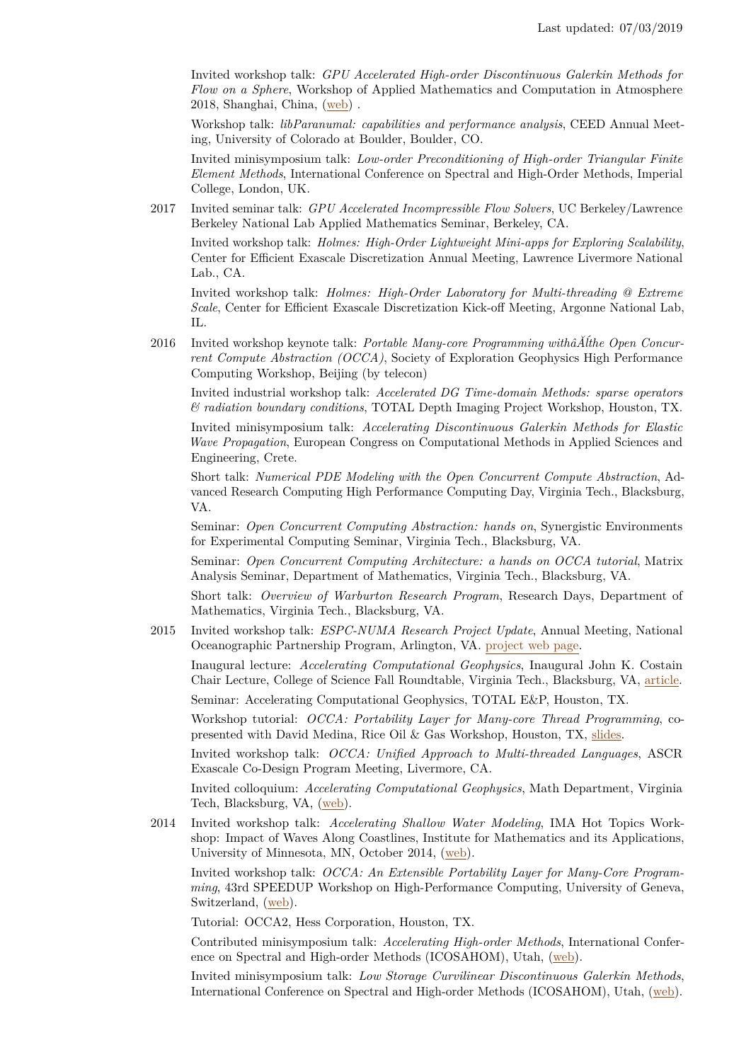Invited workshop talk: *GPU Accelerated High-order Discontinuous Galerkin Methods for Flow on a Sphere*, Workshop of Applied Mathematics and Computation in Atmosphere 2018, Shanghai, China, (web) .

Workshop talk: *libParanumal: capabilities and performance analysis*, CEED Annual Meeting, University of Colorado at Boulder, Boulder, CO.

Invited minisymposium talk: *Low-order Preconditioning of High-order Triangular Finite Element Methods*, International Conference on Spectral and High-Order Methods, Imperial College, London, UK.

2017 Invited seminar talk: *GPU Accelerated Incompressible Flow Solvers*, UC Berkeley/Lawrence Berkeley National Lab Applied Mathematics Seminar, Berkeley, CA.

Invited workshop talk: *Holmes: High-Order Lightweight Mini-apps for Exploring Scalability*, Center for Efficient Exascale Discretization Annual Meeting, Lawrence Livermore National Lab., CA.

Invited workshop talk: *Holmes: High-Order Laboratory for Multi-threading @ Extreme Scale*, Center for Efficient Exascale Discretization Kick-off Meeting, Argonne National Lab, IL.

2016 Invited workshop keynote talk: *Portable Many-core Programming withâĂŕthe Open Concurrent Compute Abstraction (OCCA)*, Society of Exploration Geophysics High Performance Computing Workshop, Beijing (by telecon)

Invited industrial workshop talk: *Accelerated DG Time-domain Methods: sparse operators & radiation boundary conditions*, TOTAL Depth Imaging Project Workshop, Houston, TX.

Invited minisymposium talk: *Accelerating Discontinuous Galerkin Methods for Elastic Wave Propagation*, European Congress on Computational Methods in Applied Sciences and Engineering, Crete.

Short talk: *Numerical PDE Modeling with the Open Concurrent Compute Abstraction*, Advanced Research Computing High Performance Computing Day, Virginia Tech., Blacksburg, VA.

Seminar: *Open Concurrent Computing Abstraction: hands on*, Synergistic Environments for Experimental Computing Seminar, Virginia Tech., Blacksburg, VA.

Seminar: *Open Concurrent Computing Architecture: a hands on OCCA tutorial*, Matrix Analysis Seminar, Department of Mathematics, Virginia Tech., Blacksburg, VA.

Short talk: *Overview of Warburton Research Program*, Research Days, Department of Mathematics, Virginia Tech., Blacksburg, VA.

2015 Invited workshop talk: *ESPC-NUMA Research Project Update*, Annual Meeting, National Oceanographic Partnership Program, Arlington, VA. project web page.

Inaugural lecture: *Accelerating Computational Geophysics*, Inaugural John K. Costain Chair Lecture, College of Science Fall Roundtable, Virginia Tech., Blacksburg, VA, article.

Seminar: Accelerating Computational Geophysics, TOTAL E&P, Houston, TX.

Workshop tutorial: *OCCA: Portability Layer for Many-core Thread Programming*, copresented with David Medina, Rice Oil & Gas Workshop, Houston, TX, slides.

Invited workshop talk: *OCCA: Unified Approach to Multi-threaded Languages*, ASCR Exascale Co-Design Program Meeting, Livermore, CA.

Invited colloquium: *Accelerating Computational Geophysics*, Math Department, Virginia Tech, Blacksburg, VA, (web).

2014 Invited workshop talk: *Accelerating Shallow Water Modeling*, IMA Hot Topics Workshop: Impact of Waves Along Coastlines, Institute for Mathematics and its Applications, University of Minnesota, MN, October 2014, (web).

Invited workshop talk: *OCCA: An Extensible Portability Layer for Many-Core Programming*, 43rd SPEEDUP Workshop on High-Performance Computing, University of Geneva, Switzerland, (web).

Tutorial: OCCA2, Hess Corporation, Houston, TX.

Contributed minisymposium talk: *Accelerating High-order Methods*, International Conference on Spectral and High-order Methods (ICOSAHOM), Utah, (web).

Invited minisymposium talk: *Low Storage Curvilinear Discontinuous Galerkin Methods*, International Conference on Spectral and High-order Methods (ICOSAHOM), Utah, (web).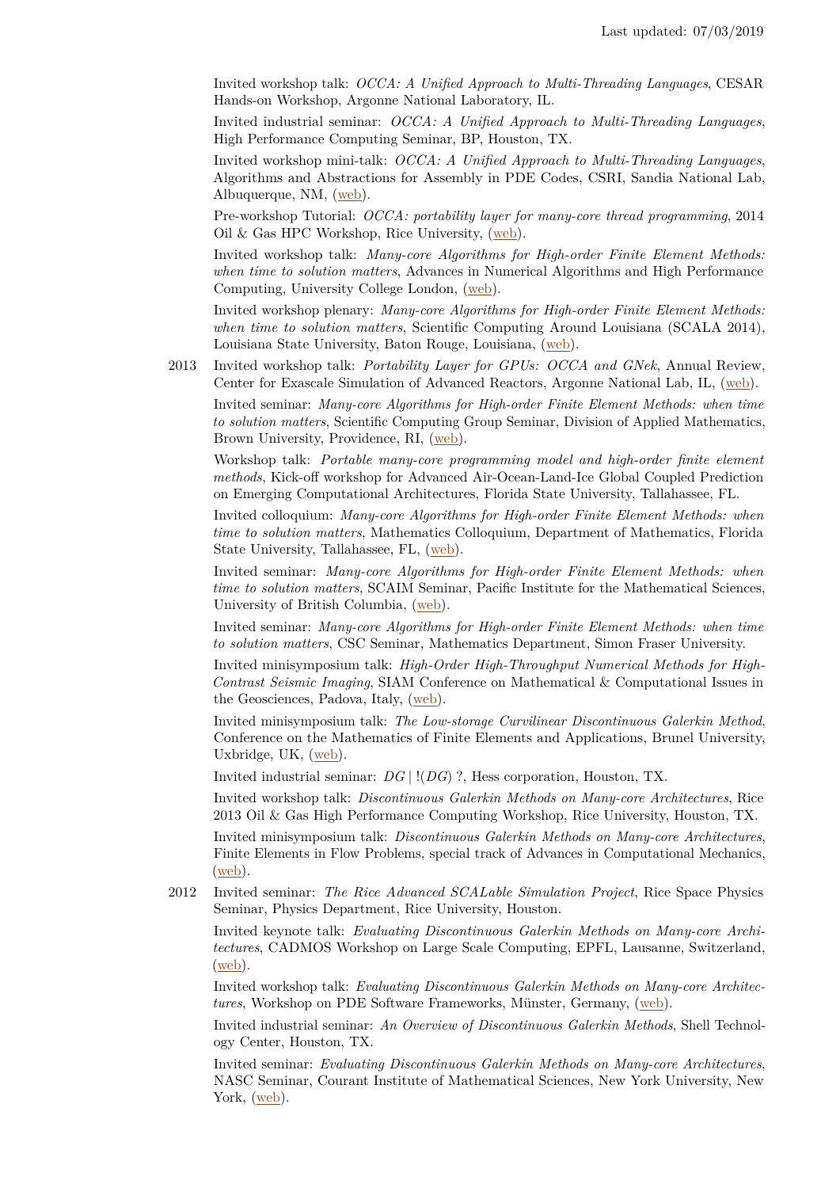Invited workshop talk: *OCCA: A Unified Approach to Multi-Threading Languages*, CESAR Hands-on Workshop, Argonne National Laboratory, IL.

Invited industrial seminar: *OCCA: A Unified Approach to Multi-Threading Languages*, High Performance Computing Seminar, BP, Houston, TX.

Invited workshop mini-talk: *OCCA: A Unified Approach to Multi-Threading Languages*, Algorithms and Abstractions for Assembly in PDE Codes, CSRI, Sandia National Lab, Albuquerque, NM, (web).

Pre-workshop Tutorial: *OCCA: portability layer for many-core thread programming*, 2014 Oil & Gas HPC Workshop, Rice University, (web).

Invited workshop talk: *Many-core Algorithms for High-order Finite Element Methods: when time to solution matters*, Advances in Numerical Algorithms and High Performance Computing, University College London, (web).

Invited workshop plenary: *Many-core Algorithms for High-order Finite Element Methods: when time to solution matters*, Scientific Computing Around Louisiana (SCALA 2014), Louisiana State University, Baton Rouge, Louisiana, (web).

2013 Invited workshop talk: *Portability Layer for GPUs: OCCA and GNek*, Annual Review, Center for Exascale Simulation of Advanced Reactors, Argonne National Lab, IL, (web).

Invited seminar: *Many-core Algorithms for High-order Finite Element Methods: when time to solution matters*, Scientific Computing Group Seminar, Division of Applied Mathematics, Brown University, Providence, RI, (web).

Workshop talk: *Portable many-core programming model and high-order finite element methods*, Kick-off workshop for Advanced Air-Ocean-Land-Ice Global Coupled Prediction on Emerging Computational Architectures, Florida State University, Tallahassee, FL.

Invited colloquium: *Many-core Algorithms for High-order Finite Element Methods: when time to solution matters*, Mathematics Colloquium, Department of Mathematics, Florida State University, Tallahassee, FL, (web).

Invited seminar: *Many-core Algorithms for High-order Finite Element Methods: when time to solution matters*, SCAIM Seminar, Pacific Institute for the Mathematical Sciences, University of British Columbia, (web).

Invited seminar: *Many-core Algorithms for High-order Finite Element Methods: when time to solution matters*, CSC Seminar, Mathematics Department, Simon Fraser University.

Invited minisymposium talk: *High-Order High-Throughput Numerical Methods for High-Contrast Seismic Imaging*, SIAM Conference on Mathematical & Computational Issues in the Geosciences, Padova, Italy, (web).

Invited minisymposium talk: *The Low-storage Curvilinear Discontinuous Galerkin Method*, Conference on the Mathematics of Finite Elements and Applications, Brunel University, Uxbridge, UK, (web).

Invited industrial seminar: $DG \mid !(DG)$ ?, Hess corporation, Houston, TX.

Invited workshop talk: *Discontinuous Galerkin Methods on Many-core Architectures*, Rice 2013 Oil & Gas High Performance Computing Workshop, Rice University, Houston, TX.

Invited minisymposium talk: *Discontinuous Galerkin Methods on Many-core Architectures*, Finite Elements in Flow Problems, special track of Advances in Computational Mechanics, (web).

2012 Invited seminar: *The Rice Advanced SCALable Simulation Project*, Rice Space Physics Seminar, Physics Department, Rice University, Houston.

Invited keynote talk: *Evaluating Discontinuous Galerkin Methods on Many-core Architectures*, CADMOS Workshop on Large Scale Computing, EPFL, Lausanne, Switzerland, (web).

Invited workshop talk: *Evaluating Discontinuous Galerkin Methods on Many-core Architectures*, Workshop on PDE Software Frameworks, Münster, Germany, (web).

Invited industrial seminar: *An Overview of Discontinuous Galerkin Methods*, Shell Technology Center, Houston, TX.

Invited seminar: *Evaluating Discontinuous Galerkin Methods on Many-core Architectures*, NASC Seminar, Courant Institute of Mathematical Sciences, New York University, New York, (web).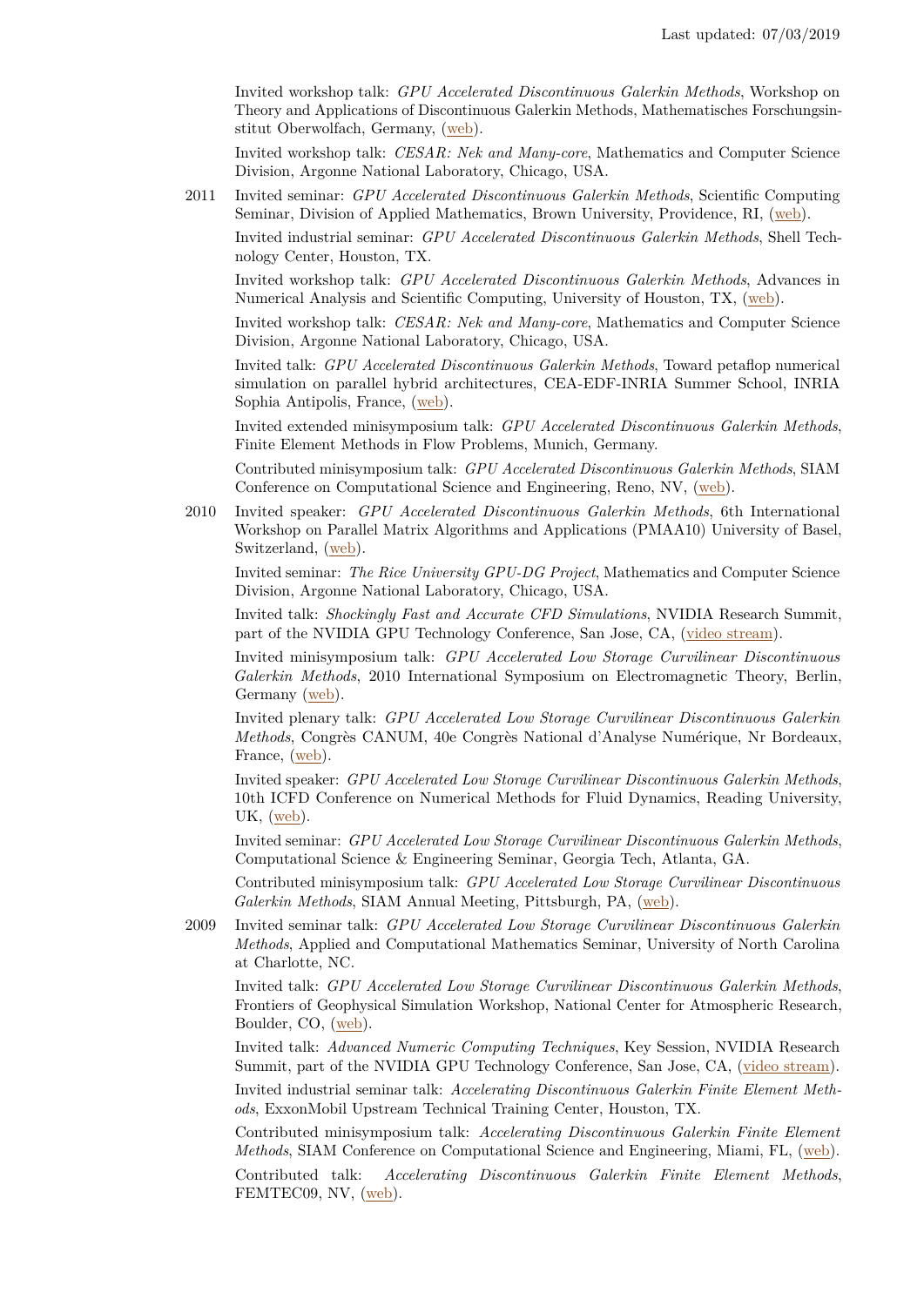Invited workshop talk: *GPU Accelerated Discontinuous Galerkin Methods*, Workshop on Theory and Applications of Discontinuous Galerkin Methods, Mathematisches Forschungsinstitut Oberwolfach, Germany, (web).

Invited workshop talk: *CESAR: Nek and Many-core*, Mathematics and Computer Science Division, Argonne National Laboratory, Chicago, USA.

**2011**

Invited seminar: *GPU Accelerated Discontinuous Galerkin Methods*, Scientific Computing Seminar, Division of Applied Mathematics, Brown University, Providence, RI, (web).

Invited industrial seminar: *GPU Accelerated Discontinuous Galerkin Methods*, Shell Technology Center, Houston, TX.

Invited workshop talk: *GPU Accelerated Discontinuous Galerkin Methods*, Advances in Numerical Analysis and Scientific Computing, University of Houston, TX, (web).

Invited workshop talk: *CESAR: Nek and Many-core*, Mathematics and Computer Science Division, Argonne National Laboratory, Chicago, USA.

Invited talk: *GPU Accelerated Discontinuous Galerkin Methods*, Toward petaflop numerical simulation on parallel hybrid architectures, CEA-EDF-INRIA Summer School, INRIA Sophia Antipolis, France, (web).

Invited extended minisymposium talk: *GPU Accelerated Discontinuous Galerkin Methods*, Finite Element Methods in Flow Problems, Munich, Germany.

Contributed minisymposium talk: *GPU Accelerated Discontinuous Galerkin Methods*, SIAM Conference on Computational Science and Engineering, Reno, NV, (web).

**2010**

Invited speaker: *GPU Accelerated Discontinuous Galerkin Methods*, 6th International Workshop on Parallel Matrix Algorithms and Applications (PMAA10) University of Basel, Switzerland, (web).

Invited seminar: *The Rice University GPU-DG Project*, Mathematics and Computer Science Division, Argonne National Laboratory, Chicago, USA.

Invited talk: *Shockingly Fast and Accurate CFD Simulations*, NVIDIA Research Summit, part of the NVIDIA GPU Technology Conference, San Jose, CA, (video stream).

Invited minisymposium talk: *GPU Accelerated Low Storage Curvilinear Discontinuous Galerkin Methods*, 2010 International Symposium on Electromagnetic Theory, Berlin, Germany (web).

Invited plenary talk: *GPU Accelerated Low Storage Curvilinear Discontinuous Galerkin Methods*, Congrès CANUM, 40e Congrès National d'Analyse Numérique, Nr Bordeaux, France, (web).

Invited speaker: *GPU Accelerated Low Storage Curvilinear Discontinuous Galerkin Methods*, 10th ICFD Conference on Numerical Methods for Fluid Dynamics, Reading University, UK, (web).

Invited seminar: *GPU Accelerated Low Storage Curvilinear Discontinuous Galerkin Methods*, Computational Science & Engineering Seminar, Georgia Tech, Atlanta, GA.

Contributed minisymposium talk: *GPU Accelerated Low Storage Curvilinear Discontinuous Galerkin Methods*, SIAM Annual Meeting, Pittsburgh, PA, (web).

**2009**

Invited seminar talk: *GPU Accelerated Low Storage Curvilinear Discontinuous Galerkin Methods*, Applied and Computational Mathematics Seminar, University of North Carolina at Charlotte, NC.

Invited talk: *GPU Accelerated Low Storage Curvilinear Discontinuous Galerkin Methods*, Frontiers of Geophysical Simulation Workshop, National Center for Atmospheric Research, Boulder, CO, (web).

Invited talk: *Advanced Numeric Computing Techniques*, Key Session, NVIDIA Research Summit, part of the NVIDIA GPU Technology Conference, San Jose, CA, (video stream).

Invited industrial seminar talk: *Accelerating Discontinuous Galerkin Finite Element Methods*, ExxonMobil Upstream Technical Training Center, Houston, TX.

Contributed minisymposium talk: *Accelerating Discontinuous Galerkin Finite Element Methods*, SIAM Conference on Computational Science and Engineering, Miami, FL, (web).

Contributed talk: *Accelerating Discontinuous Galerkin Finite Element Methods*, FEMTEC09, NV, (web).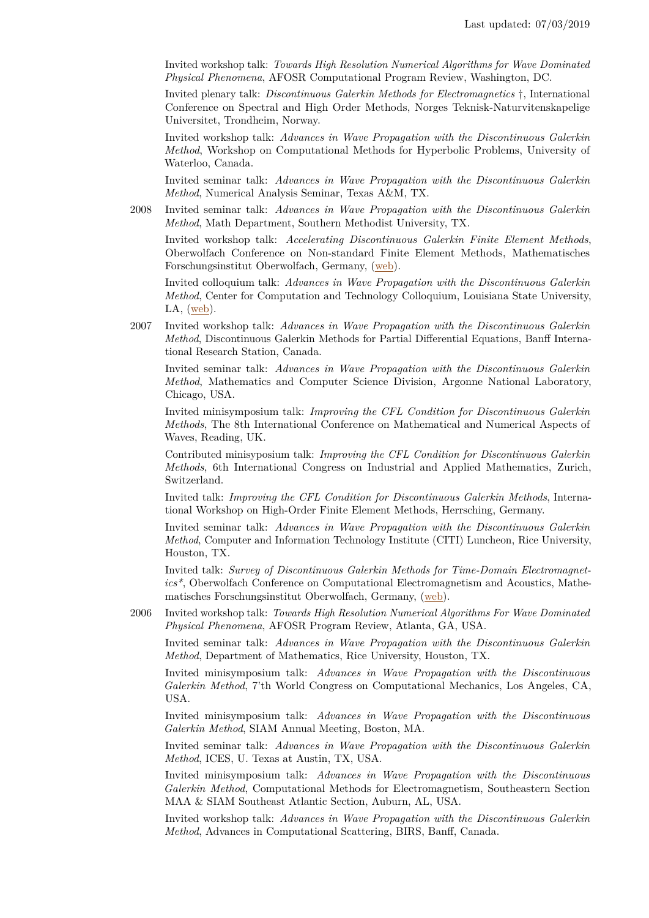Invited workshop talk: *Towards High Resolution Numerical Algorithms for Wave Dominated Physical Phenomena*, AFOSR Computational Program Review, Washington, DC.

Invited plenary talk: *Discontinuous Galerkin Methods for Electromagnetics* †, International Conference on Spectral and High Order Methods, Norges Teknisk-Naturvitenskapelige Universitet, Trondheim, Norway.

Invited workshop talk: *Advances in Wave Propagation with the Discontinuous Galerkin Method*, Workshop on Computational Methods for Hyperbolic Problems, University of Waterloo, Canada.

Invited seminar talk: *Advances in Wave Propagation with the Discontinuous Galerkin Method*, Numerical Analysis Seminar, Texas A&M, TX.

2008 Invited seminar talk: *Advances in Wave Propagation with the Discontinuous Galerkin Method*, Math Department, Southern Methodist University, TX.

Invited workshop talk: *Accelerating Discontinuous Galerkin Finite Element Methods*, Oberwolfach Conference on Non-standard Finite Element Methods, Mathematisches Forschungsinstitut Oberwolfach, Germany, (web).

Invited colloquium talk: *Advances in Wave Propagation with the Discontinuous Galerkin Method*, Center for Computation and Technology Colloquium, Louisiana State University, LA, (web).

2007 Invited workshop talk: *Advances in Wave Propagation with the Discontinuous Galerkin Method*, Discontinuous Galerkin Methods for Partial Differential Equations, Banff International Research Station, Canada.

Invited seminar talk: *Advances in Wave Propagation with the Discontinuous Galerkin Method*, Mathematics and Computer Science Division, Argonne National Laboratory, Chicago, USA.

Invited minisymposium talk: *Improving the CFL Condition for Discontinuous Galerkin Methods*, The 8th International Conference on Mathematical and Numerical Aspects of Waves, Reading, UK.

Contributed minisyposium talk: *Improving the CFL Condition for Discontinuous Galerkin Methods*, 6th International Congress on Industrial and Applied Mathematics, Zurich, Switzerland.

Invited talk: *Improving the CFL Condition for Discontinuous Galerkin Methods*, International Workshop on High-Order Finite Element Methods, Herrsching, Germany.

Invited seminar talk: *Advances in Wave Propagation with the Discontinuous Galerkin Method*, Computer and Information Technology Institute (CITI) Luncheon, Rice University, Houston, TX.

Invited talk: *Survey of Discontinuous Galerkin Methods for Time-Domain Electromagnetics\**, Oberwolfach Conference on Computational Electromagnetism and Acoustics, Mathematisches Forschungsinstitut Oberwolfach, Germany, (web).

2006 Invited workshop talk: *Towards High Resolution Numerical Algorithms For Wave Dominated Physical Phenomena*, AFOSR Program Review, Atlanta, GA, USA.

Invited seminar talk: *Advances in Wave Propagation with the Discontinuous Galerkin Method*, Department of Mathematics, Rice University, Houston, TX.

Invited minisymposium talk: *Advances in Wave Propagation with the Discontinuous Galerkin Method*, 7'th World Congress on Computational Mechanics, Los Angeles, CA, USA.

Invited minisymposium talk: *Advances in Wave Propagation with the Discontinuous Galerkin Method*, SIAM Annual Meeting, Boston, MA.

Invited seminar talk: *Advances in Wave Propagation with the Discontinuous Galerkin Method*, ICES, U. Texas at Austin, TX, USA.

Invited minisymposium talk: *Advances in Wave Propagation with the Discontinuous Galerkin Method*, Computational Methods for Electromagnetism, Southeastern Section MAA & SIAM Southeast Atlantic Section, Auburn, AL, USA.

Invited workshop talk: *Advances in Wave Propagation with the Discontinuous Galerkin Method*, Advances in Computational Scattering, BIRS, Banff, Canada.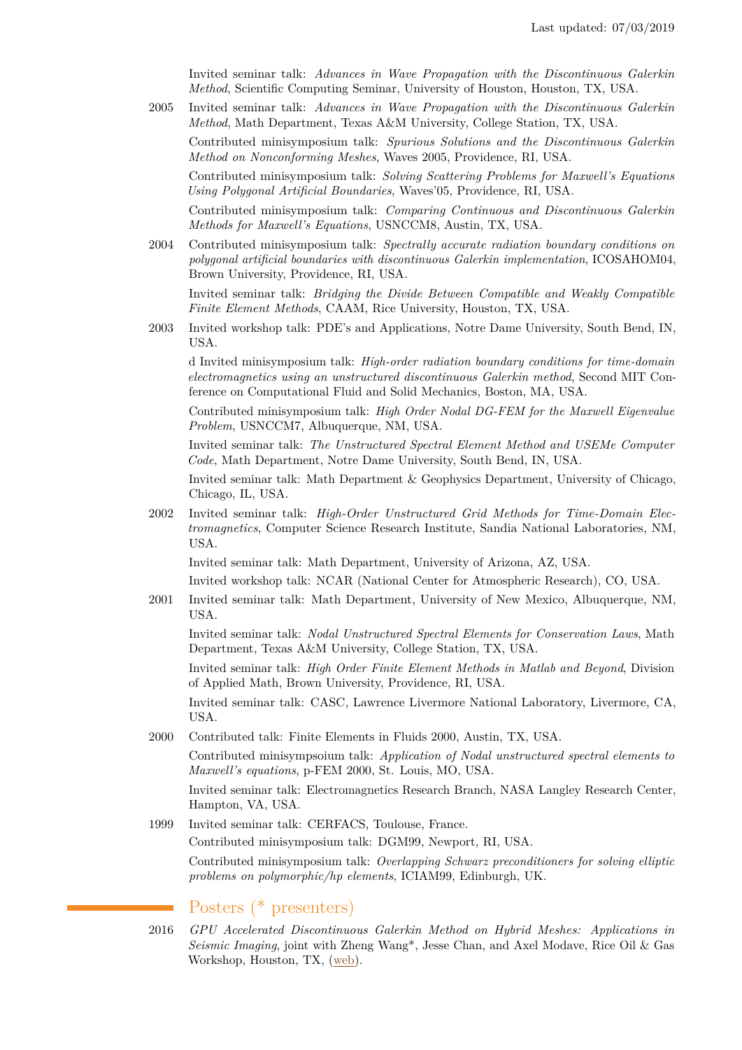Invited seminar talk: *Advances in Wave Propagation with the Discontinuous Galerkin Method*, Scientific Computing Seminar, University of Houston, Houston, TX, USA.

2005 Invited seminar talk: *Advances in Wave Propagation with the Discontinuous Galerkin Method*, Math Department, Texas A&M University, College Station, TX, USA.

Contributed minisymposium talk: *Spurious Solutions and the Discontinuous Galerkin Method on Nonconforming Meshes*, Waves 2005, Providence, RI, USA.

Contributed minisymposium talk: *Solving Scattering Problems for Maxwell's Equations Using Polygonal Artificial Boundaries*, Waves'05, Providence, RI, USA.

Contributed minisymposium talk: *Comparing Continuous and Discontinuous Galerkin Methods for Maxwell's Equations*, USNCCM8, Austin, TX, USA.

2004 Contributed minisymposium talk: *Spectrally accurate radiation boundary conditions on polygonal artificial boundaries with discontinuous Galerkin implementation*, ICOSAHOM04, Brown University, Providence, RI, USA.

Invited seminar talk: *Bridging the Divide Between Compatible and Weakly Compatible Finite Element Methods*, CAAM, Rice University, Houston, TX, USA.

2003 Invited workshop talk: PDE's and Applications, Notre Dame University, South Bend, IN, USA.

d Invited minisymposium talk: *High-order radiation boundary conditions for time-domain electromagnetics using an unstructured discontinuous Galerkin method*, Second MIT Conference on Computational Fluid and Solid Mechanics, Boston, MA, USA.

Contributed minisymposium talk: *High Order Nodal DG-FEM for the Maxwell Eigenvalue Problem*, USNCCM7, Albuquerque, NM, USA.

Invited seminar talk: *The Unstructured Spectral Element Method and USEMe Computer Code*, Math Department, Notre Dame University, South Bend, IN, USA.

Invited seminar talk: Math Department & Geophysics Department, University of Chicago, Chicago, IL, USA.

2002 Invited seminar talk: *High-Order Unstructured Grid Methods for Time-Domain Electromagnetics*, Computer Science Research Institute, Sandia National Laboratories, NM, USA.

Invited seminar talk: Math Department, University of Arizona, AZ, USA.

Invited workshop talk: NCAR (National Center for Atmospheric Research), CO, USA.

2001 Invited seminar talk: Math Department, University of New Mexico, Albuquerque, NM, USA.

Invited seminar talk: *Nodal Unstructured Spectral Elements for Conservation Laws*, Math Department, Texas A&M University, College Station, TX, USA.

Invited seminar talk: *High Order Finite Element Methods in Matlab and Beyond*, Division of Applied Math, Brown University, Providence, RI, USA.

Invited seminar talk: CASC, Lawrence Livermore National Laboratory, Livermore, CA, USA.

2000 Contributed talk: Finite Elements in Fluids 2000, Austin, TX, USA.

Contributed minisympsoium talk: *Application of Nodal unstructured spectral elements to Maxwell's equations*, p-FEM 2000, St. Louis, MO, USA.

Invited seminar talk: Electromagnetics Research Branch, NASA Langley Research Center, Hampton, VA, USA.

1999 Invited seminar talk: CERFACS, Toulouse, France.

Contributed minisymposium talk: DGM99, Newport, RI, USA.

Contributed minisymposium talk: *Overlapping Schwarz preconditioners for solving elliptic problems on polymorphic/hp elements*, ICIAM99, Edinburgh, UK.

## Posters (* presenters)

2016 *GPU Accelerated Discontinuous Galerkin Method on Hybrid Meshes: Applications in Seismic Imaging*, joint with Zheng Wang*, Jesse Chan, and Axel Modave, Rice Oil & Gas Workshop, Houston, TX, (web).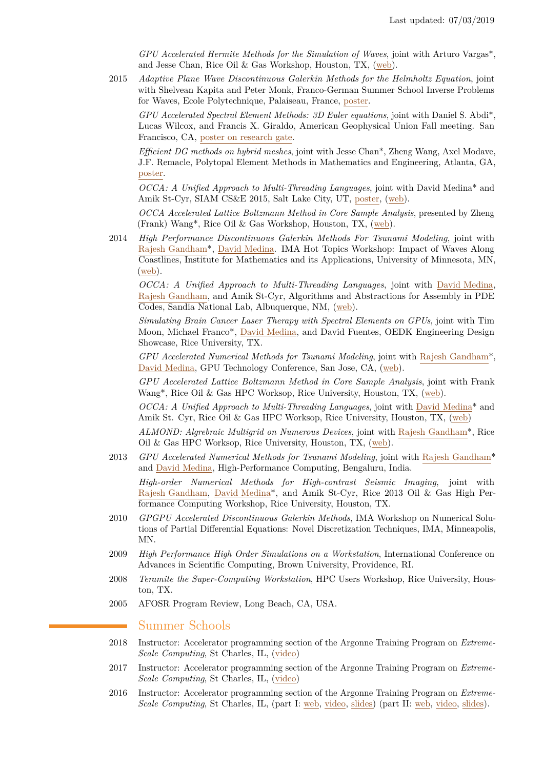Last updated: 07/03/2019

*GPU Accelerated Hermite Methods for the Simulation of Waves*, joint with Arturo Vargas*, and Jesse Chan, Rice Oil & Gas Workshop, Houston, TX, (web).

2015 *Adaptive Plane Wave Discontinuous Galerkin Methods for the Helmholtz Equation*, joint with Shelvean Kapita and Peter Monk, Franco-German Summer School Inverse Problems for Waves, Ecole Polytechnique, Palaiseau, France, poster.

*GPU Accelerated Spectral Element Methods: 3D Euler equations*, joint with Daniel S. Abdi*, Lucas Wilcox, and Francis X. Giraldo, American Geophysical Union Fall meeting. San Francisco, CA, poster on research gate.

*Efficient DG methods on hybrid meshes*, joint with Jesse Chan*, Zheng Wang, Axel Modave, J.F. Remacle, Polytopal Element Methods in Mathematics and Engineering, Atlanta, GA, poster.

*OCCA: A Unified Approach to Multi-Threading Languages*, joint with David Medina* and Amik St-Cyr, SIAM CS&E 2015, Salt Lake City, UT, poster, (web).

*OCCA Accelerated Lattice Boltzmann Method in Core Sample Analysis*, presented by Zheng (Frank) Wang*, Rice Oil & Gas Workshop, Houston, TX, (web).

2014 *High Performance Discontinuous Galerkin Methods For Tsunami Modeling*, joint with Rajesh Gandham*, David Medina. IMA Hot Topics Workshop: Impact of Waves Along Coastlines, Institute for Mathematics and its Applications, University of Minnesota, MN, (web).

*OCCA: A Unified Approach to Multi-Threading Languages*, joint with David Medina, Rajesh Gandham, and Amik St-Cyr, Algorithms and Abstractions for Assembly in PDE Codes, Sandia National Lab, Albuquerque, NM, (web).

*Simulating Brain Cancer Laser Therapy with Spectral Elements on GPUs*, joint with Tim Moon, Michael Franco*, David Medina, and David Fuentes, OEDK Engineering Design Showcase, Rice University, TX.

*GPU Accelerated Numerical Methods for Tsunami Modeling*, joint with Rajesh Gandham*, David Medina, GPU Technology Conference, San Jose, CA, (web).

*GPU Accelerated Lattice Boltzmann Method in Core Sample Analysis*, joint with Frank Wang*, Rice Oil & Gas HPC Worksop, Rice University, Houston, TX, (web).

*OCCA: A Unified Approach to Multi-Threading Languages*, joint with David Medina* and Amik St. Cyr, Rice Oil & Gas HPC Worksop, Rice University, Houston, TX, (web)

*ALMOND: Algrebraic Multigrid on Numerous Devices*, joint with Rajesh Gandham*, Rice Oil & Gas HPC Worksop, Rice University, Houston, TX, (web).

2013 *GPU Accelerated Numerical Methods for Tsunami Modeling*, joint with Rajesh Gandham* and David Medina, High-Performance Computing, Bengaluru, India.

*High-order Numerical Methods for High-contrast Seismic Imaging*, joint with Rajesh Gandham, David Medina*, and Amik St-Cyr, Rice 2013 Oil & Gas High Performance Computing Workshop, Rice University, Houston, TX.

2010 *GPGPU Accelerated Discontinuous Galerkin Methods*, IMA Workshop on Numerical Solutions of Partial Differential Equations: Novel Discretization Techniques, IMA, Minneapolis, MN.

2009 *High Performance High Order Simulations on a Workstation*, International Conference on Advances in Scientific Computing, Brown University, Providence, RI.

2008 *Teramite the Super-Computing Workstation*, HPC Users Workshop, Rice University, Houston, TX.

2005 AFOSR Program Review, Long Beach, CA, USA.

## Summer Schools

2018 Instructor: Accelerator programming section of the Argonne Training Program on *Extreme-Scale Computing*, St Charles, IL, (video)

2017 Instructor: Accelerator programming section of the Argonne Training Program on *Extreme-Scale Computing*, St Charles, IL, (video)

2016 Instructor: Accelerator programming section of the Argonne Training Program on *Extreme-Scale Computing*, St Charles, IL, (part I: web, video, slides) (part II: web, video, slides).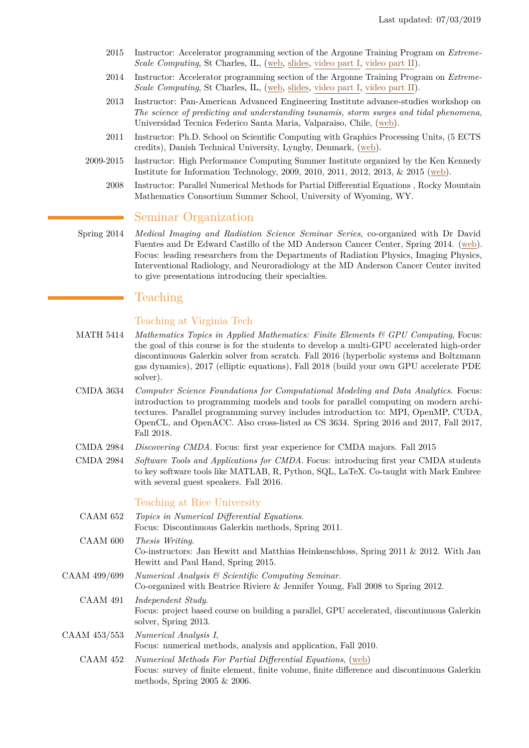Last updated: 07/03/2019

- 2015 Instructor: Accelerator programming section of the Argonne Training Program on *Extreme-Scale Computing*, St Charles, IL, (web, slides, video part I, video part II).
- 2014 Instructor: Accelerator programming section of the Argonne Training Program on *Extreme-Scale Computing*, St Charles, IL, (web, slides, video part I, video part II).
- 2013 Instructor: Pan-American Advanced Engineering Institute advance-studies workshop on *The science of predicting and understanding tsunamis, storm surges and tidal phenomena*, Universidad Tecnica Federico Santa Maria, Valparaiso, Chile, (web).
- 2011 Instructor: Ph.D. School on Scientific Computing with Graphics Processing Units, (5 ECTS credits), Danish Technical University, Lyngby, Denmark, (web).
- 2009-2015 Instructor: High Performance Computing Summer Institute organized by the Ken Kennedy Institute for Information Technology, 2009, 2010, 2011, 2012, 2013, & 2015 (web).
- 2008 Instructor: Parallel Numerical Methods for Partial Differential Equations , Rocky Mountain Mathematics Consortium Summer School, University of Wyoming, WY.

## Seminar Organization

- Spring 2014 *Medical Imaging and Radiation Science Seminar Series*, co-organized with Dr David Fuentes and Dr Edward Castillo of the MD Anderson Cancer Center, Spring 2014. (web). Focus: leading researchers from the Departments of Radiation Physics, Imaging Physics, Interventional Radiology, and Neuroradiology at the MD Anderson Cancer Center invited to give presentations introducing their specialties.

## Teaching

### Teaching at Virginia Tech

- MATH 5414 *Mathematics Topics in Applied Mathematics: Finite Elements & GPU Computing*, Focus: the goal of this course is for the students to develop a multi-GPU accelerated high-order discontinuous Galerkin solver from scratch. Fall 2016 (hyperbolic systems and Boltzmann gas dynamics), 2017 (elliptic equations), Fall 2018 (build your own GPU accelerate PDE solver).
- CMDA 3634 *Computer Science Foundations for Computational Modeling and Data Analytics*. Focus: introduction to programming models and tools for parallel computing on modern architectures. Parallel programming survey includes introduction to: MPI, OpenMP, CUDA, OpenCL, and OpenACC. Also cross-listed as CS 3634. Spring 2016 and 2017, Fall 2017, Fall 2018.
- CMDA 2984 *Discovering CMDA*. Focus: first year experience for CMDA majors. Fall 2015
- CMDA 2984 *Software Tools and Applications for CMDA*. Focus: introducing first year CMDA students to key software tools like MATLAB, R, Python, SQL, LaTeX. Co-taught with Mark Embree with several guest speakers. Fall 2016.

### Teaching at Rice University

- CAAM 652 *Topics in Numerical Differential Equations*.
  Focus: Discontinuous Galerkin methods, Spring 2011.
- CAAM 600 *Thesis Writing*.
  Co-instructors: Jan Hewitt and Matthias Heinkenschloss, Spring 2011 & 2012. With Jan Hewitt and Paul Hand, Spring 2015.
- CAAM 499/699 *Numerical Analysis & Scientific Computing Seminar*.
  Co-organized with Beatrice Riviere & Jennifer Young, Fall 2008 to Spring 2012.
- CAAM 491 *Independent Study*.
  Focus: project based course on building a parallel, GPU accelerated, discontinuous Galerkin solver, Spring 2013.
- CAAM 453/553 *Numerical Analysis I*,
  Focus: numerical methods, analysis and application, Fall 2010.
- CAAM 452 *Numerical Methods For Partial Differential Equations*, (web)
  Focus: survey of finite element, finite volume, finite difference and discontinuous Galerkin methods, Spring 2005 & 2006.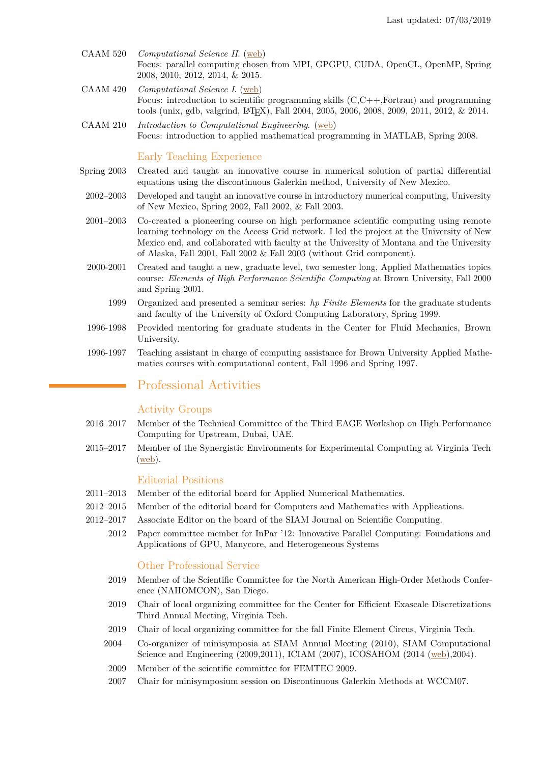CAAM 520 *Computational Science II.* (web)
Focus: parallel computing chosen from MPI, GPGPU, CUDA, OpenCL, OpenMP, Spring 2008, 2010, 2012, 2014, & 2015.

CAAM 420 *Computational Science I.* (web)
Focus: introduction to scientific programming skills (C,C++,Fortran) and programming tools (unix, gdb, valgrind, LaTeX), Fall 2004, 2005, 2006, 2008, 2009, 2011, 2012, & 2014.

CAAM 210 *Introduction to Computational Engineering*. (web)
Focus: introduction to applied mathematical programming in MATLAB, Spring 2008.

### Early Teaching Experience

- **Spring 2003** Created and taught an innovative course in numerical solution of partial differential equations using the discontinuous Galerkin method, University of New Mexico.
- **2002–2003** Developed and taught an innovative course in introductory numerical computing, University of New Mexico, Spring 2002, Fall 2002, & Fall 2003.
- **2001–2003** Co-created a pioneering course on high performance scientific computing using remote learning technology on the Access Grid network. I led the project at the University of New Mexico end, and collaborated with faculty at the University of Montana and the University of Alaska, Fall 2001, Fall 2002 & Fall 2003 (without Grid component).
- **2000-2001** Created and taught a new, graduate level, two semester long, Applied Mathematics topics course: *Elements of High Performance Scientific Computing* at Brown University, Fall 2000 and Spring 2001.
- **1999** Organized and presented a seminar series: *hp Finite Elements* for the graduate students and faculty of the University of Oxford Computing Laboratory, Spring 1999.
- **1996-1998** Provided mentoring for graduate students in the Center for Fluid Mechanics, Brown University.
- **1996-1997** Teaching assistant in charge of computing assistance for Brown University Applied Mathematics courses with computational content, Fall 1996 and Spring 1997.

## Professional Activities

### Activity Groups

- **2016–2017** Member of the Technical Committee of the Third EAGE Workshop on High Performance Computing for Upstream, Dubai, UAE.
- **2015–2017** Member of the Synergistic Environments for Experimental Computing at Virginia Tech (web).

### Editorial Positions

- **2011–2013** Member of the editorial board for Applied Numerical Mathematics.
- **2012–2015** Member of the editorial board for Computers and Mathematics with Applications.
- **2012–2017** Associate Editor on the board of the SIAM Journal on Scientific Computing.
- **2012** Paper committee member for InPar '12: Innovative Parallel Computing: Foundations and Applications of GPU, Manycore, and Heterogeneous Systems

### Other Professional Service

- **2019** Member of the Scientific Committee for the North American High-Order Methods Conference (NAHOMCON), San Diego.
- **2019** Chair of local organizing committee for the Center for Efficient Exascale Discretizations Third Annual Meeting, Virginia Tech.
- **2019** Chair of local organizing committee for the fall Finite Element Circus, Virginia Tech.
- **2004–** Co-organizer of minisymposia at SIAM Annual Meeting (2010), SIAM Computational Science and Engineering (2009,2011), ICIAM (2007), ICOSAHOM (2014 (web),2004).
- **2009** Member of the scientific committee for FEMTEC 2009.
- **2007** Chair for minisymposium session on Discontinuous Galerkin Methods at WCCM07.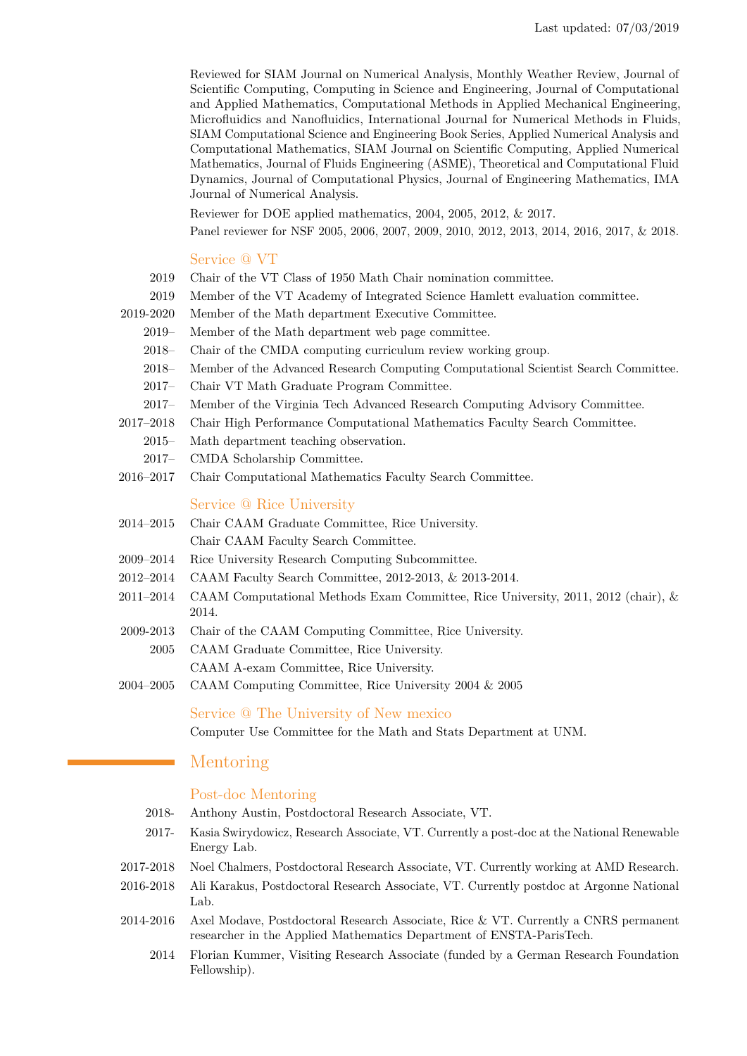Reviewed for SIAM Journal on Numerical Analysis, Monthly Weather Review, Journal of Scientific Computing, Computing in Science and Engineering, Journal of Computational and Applied Mathematics, Computational Methods in Applied Mechanical Engineering, Microfluidics and Nanofluidics, International Journal for Numerical Methods in Fluids, SIAM Computational Science and Engineering Book Series, Applied Numerical Analysis and Computational Mathematics, SIAM Journal on Scientific Computing, Applied Numerical Mathematics, Journal of Fluids Engineering (ASME), Theoretical and Computational Fluid Dynamics, Journal of Computational Physics, Journal of Engineering Mathematics, IMA Journal of Numerical Analysis.

Reviewer for DOE applied mathematics, 2004, 2005, 2012, & 2017.

Panel reviewer for NSF 2005, 2006, 2007, 2009, 2010, 2012, 2013, 2014, 2016, 2017, & 2018.

### Service @ VT

- 2019 Chair of the VT Class of 1950 Math Chair nomination committee.
- 2019 Member of the VT Academy of Integrated Science Hamlett evaluation committee.
- 2019-2020 Member of the Math department Executive Committee.
- 2019– Member of the Math department web page committee.
- 2018– Chair of the CMDA computing curriculum review working group.
- 2018– Member of the Advanced Research Computing Computational Scientist Search Committee.
- 2017– Chair VT Math Graduate Program Committee.
- 2017– Member of the Virginia Tech Advanced Research Computing Advisory Committee.
- 2017–2018 Chair High Performance Computational Mathematics Faculty Search Committee.
- 2015– Math department teaching observation.
- 2017– CMDA Scholarship Committee.
- 2016–2017 Chair Computational Mathematics Faculty Search Committee.

### Service @ Rice University

- 2014–2015 Chair CAAM Graduate Committee, Rice University.
  Chair CAAM Faculty Search Committee.
- 2009–2014 Rice University Research Computing Subcommittee.
- 2012–2014 CAAM Faculty Search Committee, 2012-2013, & 2013-2014.
- 2011–2014 CAAM Computational Methods Exam Committee, Rice University, 2011, 2012 (chair), & 2014.
- 2009-2013 Chair of the CAAM Computing Committee, Rice University.
- 2005 CAAM Graduate Committee, Rice University.
  CAAM A-exam Committee, Rice University.
- 2004–2005 CAAM Computing Committee, Rice University 2004 & 2005

### Service @ The University of New mexico

Computer Use Committee for the Math and Stats Department at UNM.

## Mentoring

### Post-doc Mentoring

- 2018- Anthony Austin, Postdoctoral Research Associate, VT.
- 2017- Kasia Swirydowicz, Research Associate, VT. Currently a post-doc at the National Renewable Energy Lab.
- 2017-2018 Noel Chalmers, Postdoctoral Research Associate, VT. Currently working at AMD Research.
- 2016-2018 Ali Karakus, Postdoctoral Research Associate, VT. Currently postdoc at Argonne National Lab.
- 2014-2016 Axel Modave, Postdoctoral Research Associate, Rice & VT. Currently a CNRS permanent researcher in the Applied Mathematics Department of ENSTA-ParisTech.
- 2014 Florian Kummer, Visiting Research Associate (funded by a German Research Foundation Fellowship).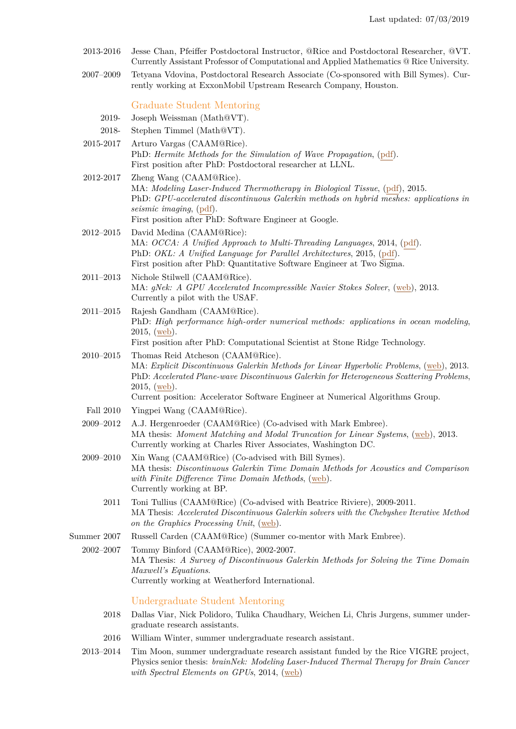2013-2016 Jesse Chan, Pfeiffer Postdoctoral Instructor, @Rice and Postdoctoral Researcher, @VT. Currently Assistant Professor of Computational and Applied Mathematics @ Rice University.

2007–2009 Tetyana Vdovina, Postdoctoral Research Associate (Co-sponsored with Bill Symes). Currently working at ExxonMobil Upstream Research Company, Houston.

## Graduate Student Mentoring

2019- Joseph Weissman (Math@VT).

2018- Stephen Timmel (Math@VT).

2015-2017 Arturo Vargas (CAAM@Rice).
PhD: *Hermite Methods for the Simulation of Wave Propagation*, (pdf).
First position after PhD: Postdoctoral researcher at LLNL.

2012-2017 Zheng Wang (CAAM@Rice).
MA: *Modeling Laser-Induced Thermotherapy in Biological Tissue*, (pdf), 2015.
PhD: *GPU-accelerated discontinuous Galerkin methods on hybrid meshes: applications in seismic imaging*, (pdf).
First position after PhD: Software Engineer at Google.

2012–2015 David Medina (CAAM@Rice):
MA: *OCCA: A Unified Approach to Multi-Threading Languages*, 2014, (pdf).
PhD: *OKL: A Unified Language for Parallel Architectures*, 2015, (pdf).
First position after PhD: Quantitative Software Engineer at Two Sigma.

2011–2013 Nichole Stilwell (CAAM@Rice).
MA: *gNek: A GPU Accelerated Incompressible Navier Stokes Solver*, (web), 2013.
Currently a pilot with the USAF.

2011–2015 Rajesh Gandham (CAAM@Rice).
PhD: *High performance high-order numerical methods: applications in ocean modeling*, 2015, (web).
First position after PhD: Computational Scientist at Stone Ridge Technology.

2010–2015 Thomas Reid Atcheson (CAAM@Rice).
MA: *Explicit Discontinuous Galerkin Methods for Linear Hyperbolic Problems*, (web), 2013.
PhD: *Accelerated Plane-wave Discontinuous Galerkin for Heterogeneous Scattering Problems*, 2015, (web).
Current position: Accelerator Software Engineer at Numerical Algorithms Group.

Fall 2010 Yingpei Wang (CAAM@Rice).

2009–2012 A.J. Hergenroeder (CAAM@Rice) (Co-advised with Mark Embree).
MA thesis: *Moment Matching and Modal Truncation for Linear Systems*, (web), 2013.
Currently working at Charles River Associates, Washington DC.

2009–2010 Xin Wang (CAAM@Rice) (Co-advised with Bill Symes).
MA thesis: *Discontinuous Galerkin Time Domain Methods for Acoustics and Comparison with Finite Difference Time Domain Methods*, (web).
Currently working at BP.

2011 Toni Tullius (CAAM@Rice) (Co-advised with Beatrice Riviere), 2009-2011.
MA Thesis: *Accelerated Discontinuous Galerkin solvers with the Chebyshev Iterative Method on the Graphics Processing Unit*, (web).

Summer 2007 Russell Carden (CAAM@Rice) (Summer co-mentor with Mark Embree).

2002–2007 Tommy Binford (CAAM@Rice), 2002-2007.
MA Thesis: *A Survey of Discontinuous Galerkin Methods for Solving the Time Domain Maxwell's Equations.*
Currently working at Weatherford International.

## Undergraduate Student Mentoring

2018 Dallas Viar, Nick Polidoro, Tulika Chaudhary, Weichen Li, Chris Jurgens, summer undergraduate research assistants.

2016 William Winter, summer undergraduate research assistant.

2013–2014 Tim Moon, summer undergraduate research assistant funded by the Rice VIGRE project, Physics senior thesis: *brainNek: Modeling Laser-Induced Thermal Therapy for Brain Cancer with Spectral Elements on GPUs*, 2014, (web)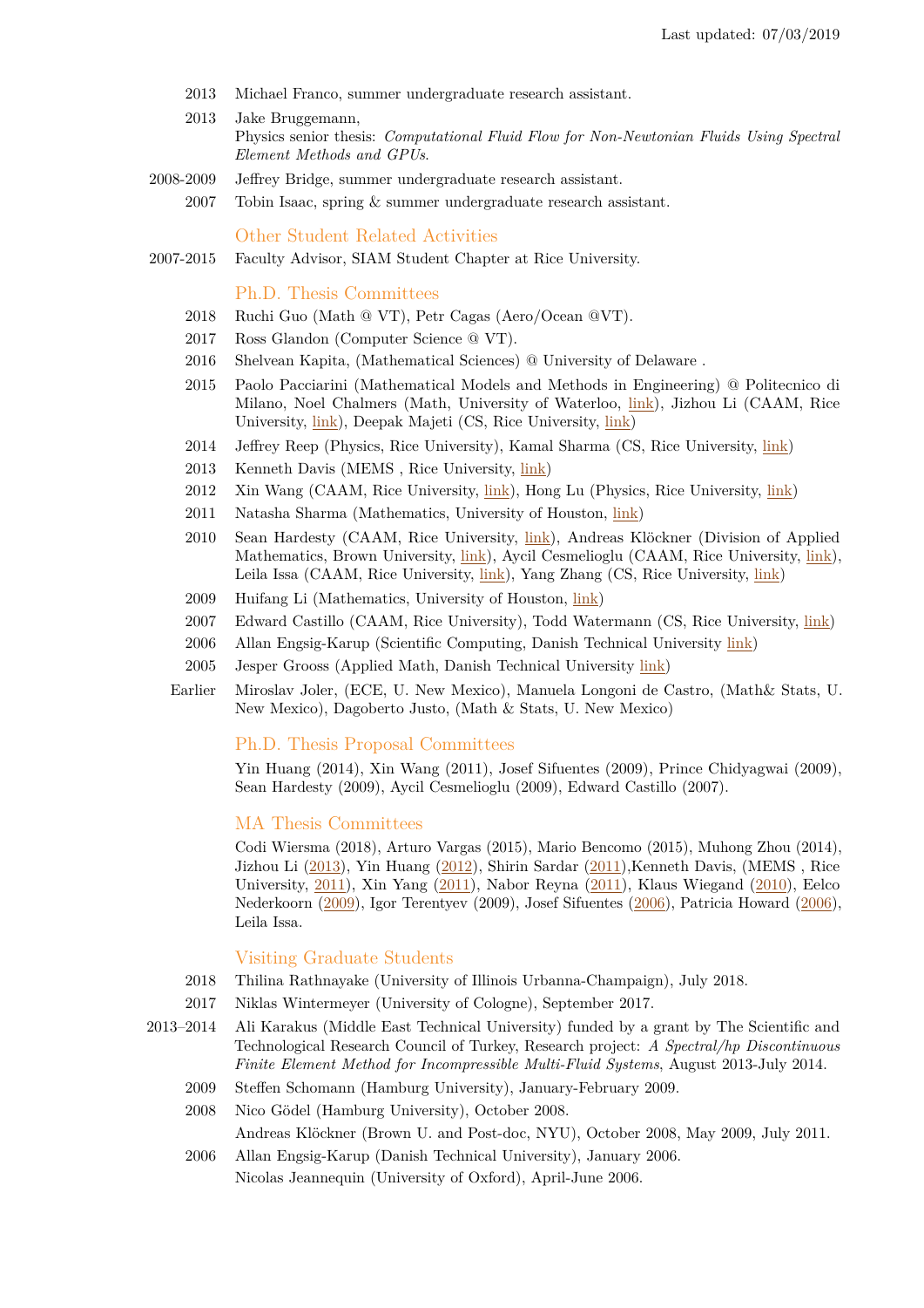2013 Michael Franco, summer undergraduate research assistant.

2013 Jake Bruggemann,
Physics senior thesis: *Computational Fluid Flow for Non-Newtonian Fluids Using Spectral Element Methods and GPUs*.

2008-2009 Jeffrey Bridge, summer undergraduate research assistant.

2007 Tobin Isaac, spring & summer undergraduate research assistant.

## Other Student Related Activities

2007-2015 Faculty Advisor, SIAM Student Chapter at Rice University.

## Ph.D. Thesis Committees

2018 Ruchi Guo (Math @ VT), Petr Cagas (Aero/Ocean @VT).

2017 Ross Glandon (Computer Science @ VT).

2016 Shelvean Kapita, (Mathematical Sciences) @ University of Delaware .

2015 Paolo Pacciarini (Mathematical Models and Methods in Engineering) @ Politecnico di Milano, Noel Chalmers (Math, University of Waterloo, link), Jizhou Li (CAAM, Rice University, link), Deepak Majeti (CS, Rice University, link)

2014 Jeffrey Reep (Physics, Rice University), Kamal Sharma (CS, Rice University, link)

2013 Kenneth Davis (MEMS , Rice University, link)

2012 Xin Wang (CAAM, Rice University, link), Hong Lu (Physics, Rice University, link)

2011 Natasha Sharma (Mathematics, University of Houston, link)

2010 Sean Hardesty (CAAM, Rice University, link), Andreas Klöckner (Division of Applied Mathematics, Brown University, link), Aycil Cesmelioglu (CAAM, Rice University, link), Leila Issa (CAAM, Rice University, link), Yang Zhang (CS, Rice University, link)

2009 Huifang Li (Mathematics, University of Houston, link)

2007 Edward Castillo (CAAM, Rice University), Todd Watermann (CS, Rice University, link)

2006 Allan Engsig-Karup (Scientific Computing, Danish Technical University link)

2005 Jesper Grooss (Applied Math, Danish Technical University link)

Earlier Miroslav Joler, (ECE, U. New Mexico), Manuela Longoni de Castro, (Math& Stats, U. New Mexico), Dagoberto Justo, (Math & Stats, U. New Mexico)

## Ph.D. Thesis Proposal Committees

Yin Huang (2014), Xin Wang (2011), Josef Sifuentes (2009), Prince Chidyagwai (2009), Sean Hardesty (2009), Aycil Cesmelioglu (2009), Edward Castillo (2007).

## MA Thesis Committees

Codi Wiersma (2018), Arturo Vargas (2015), Mario Bencomo (2015), Muhong Zhou (2014), Jizhou Li (2013), Yin Huang (2012), Shirin Sardar (2011),Kenneth Davis, (MEMS , Rice University, 2011), Xin Yang (2011), Nabor Reyna (2011), Klaus Wiegand (2010), Eelco Nederkoorn (2009), Igor Terentyev (2009), Josef Sifuentes (2006), Patricia Howard (2006), Leila Issa.

## Visiting Graduate Students

2018 Thilina Rathnayake (University of Illinois Urbanna-Champaign), July 2018.

2017 Niklas Wintermeyer (University of Cologne), September 2017.

2013–2014 Ali Karakus (Middle East Technical University) funded by a grant by The Scientific and Technological Research Council of Turkey, Research project: *A Spectral/hp Discontinuous Finite Element Method for Incompressible Multi-Fluid Systems*, August 2013-July 2014.

2009 Steffen Schomann (Hamburg University), January-February 2009.

2008 Nico Gödel (Hamburg University), October 2008.

Andreas Klöckner (Brown U. and Post-doc, NYU), October 2008, May 2009, July 2011.

2006 Allan Engsig-Karup (Danish Technical University), January 2006.

Nicolas Jeannequin (University of Oxford), April-June 2006.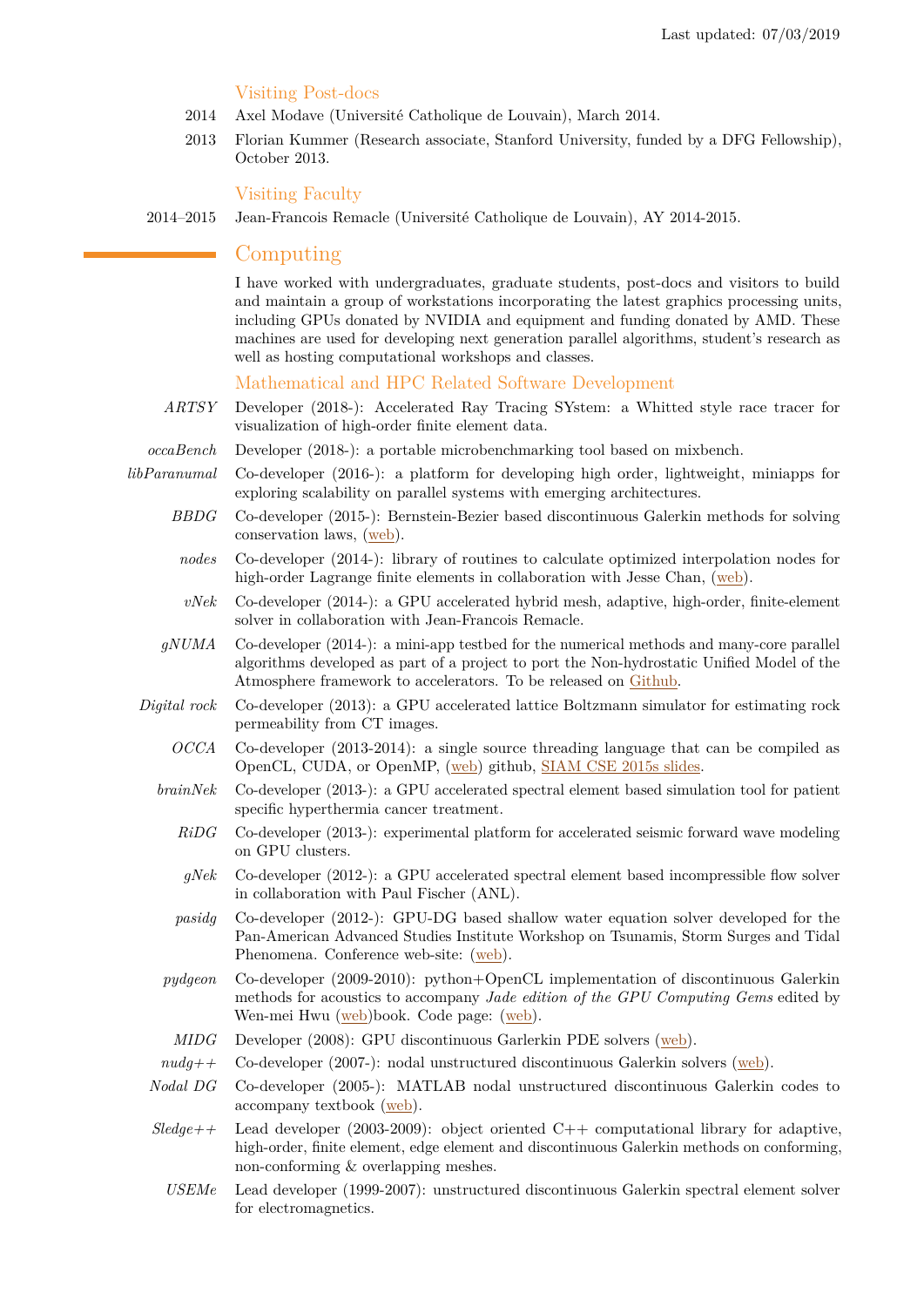Last updated: 07/03/2019

### Visiting Post-docs

- 2014 — Axel Modave (Université Catholique de Louvain), March 2014.
- 2013 — Florian Kummer (Research associate, Stanford University, funded by a DFG Fellowship), October 2013.

### Visiting Faculty

- 2014–2015 — Jean-Francois Remacle (Université Catholique de Louvain), AY 2014-2015.

## Computing

I have worked with undergraduates, graduate students, post-docs and visitors to build and maintain a group of workstations incorporating the latest graphics processing units, including GPUs donated by NVIDIA and equipment and funding donated by AMD. These machines are used for developing next generation parallel algorithms, student's research as well as hosting computational workshops and classes.

### Mathematical and HPC Related Software Development

- *ARTSY* — Developer (2018-): Accelerated Ray Tracing SYstem: a Whitted style race tracer for visualization of high-order finite element data.
- *occaBench* — Developer (2018-): a portable microbenchmarking tool based on mixbench.
- *libParanumal* — Co-developer (2016-): a platform for developing high order, lightweight, miniapps for exploring scalability on parallel systems with emerging architectures.
- *BBDG* — Co-developer (2015-): Bernstein-Bezier based discontinuous Galerkin methods for solving conservation laws, (web).
- *nodes* — Co-developer (2014-): library of routines to calculate optimized interpolation nodes for high-order Lagrange finite elements in collaboration with Jesse Chan, (web).
- *vNek* — Co-developer (2014-): a GPU accelerated hybrid mesh, adaptive, high-order, finite-element solver in collaboration with Jean-Francois Remacle.
- *gNUMA* — Co-developer (2014-): a mini-app testbed for the numerical methods and many-core parallel algorithms developed as part of a project to port the Non-hydrostatic Unified Model of the Atmosphere framework to accelerators. To be released on Github.
- *Digital rock* — Co-developer (2013): a GPU accelerated lattice Boltzmann simulator for estimating rock permeability from CT images.
- *OCCA* — Co-developer (2013-2014): a single source threading language that can be compiled as OpenCL, CUDA, or OpenMP, (web) github, SIAM CSE 2015s slides.
- *brainNek* — Co-developer (2013-): a GPU accelerated spectral element based simulation tool for patient specific hyperthermia cancer treatment.
- *RiDG* — Co-developer (2013-): experimental platform for accelerated seismic forward wave modeling on GPU clusters.
- *gNek* — Co-developer (2012-): a GPU accelerated spectral element based incompressible flow solver in collaboration with Paul Fischer (ANL).
- *pasidg* — Co-developer (2012-): GPU-DG based shallow water equation solver developed for the Pan-American Advanced Studies Institute Workshop on Tsunamis, Storm Surges and Tidal Phenomena. Conference web-site: (web).
- *pydgeon* — Co-developer (2009-2010): python+OpenCL implementation of discontinuous Galerkin methods for acoustics to accompany *Jade edition of the GPU Computing Gems* edited by Wen-mei Hwu (web)book. Code page: (web).
- *MIDG* — Developer (2008): GPU discontinuous Garlerkin PDE solvers (web).
- *nudg++* — Co-developer (2007-): nodal unstructured discontinuous Galerkin solvers (web).
- *Nodal DG* — Co-developer (2005-): MATLAB nodal unstructured discontinuous Galerkin codes to accompany textbook (web).
- *Sledge++* — Lead developer (2003-2009): object oriented C++ computational library for adaptive, high-order, finite element, edge element and discontinuous Galerkin methods on conforming, non-conforming & overlapping meshes.
- *USEMe* — Lead developer (1999-2007): unstructured discontinuous Galerkin spectral element solver for electromagnetics.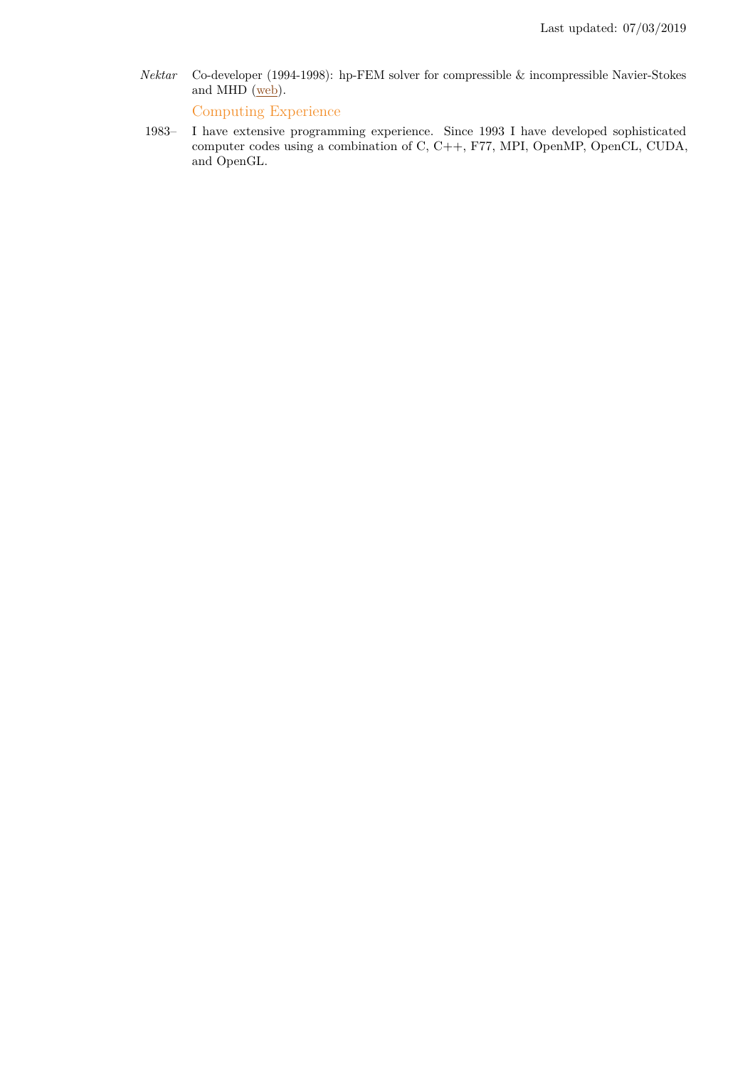*Nektar* Co-developer (1994-1998): hp-FEM solver for compressible & incompressible Navier-Stokes and MHD (web).

## Computing Experience

1983– I have extensive programming experience. Since 1993 I have developed sophisticated computer codes using a combination of C, C++, F77, MPI, OpenMP, OpenCL, CUDA, and OpenGL.